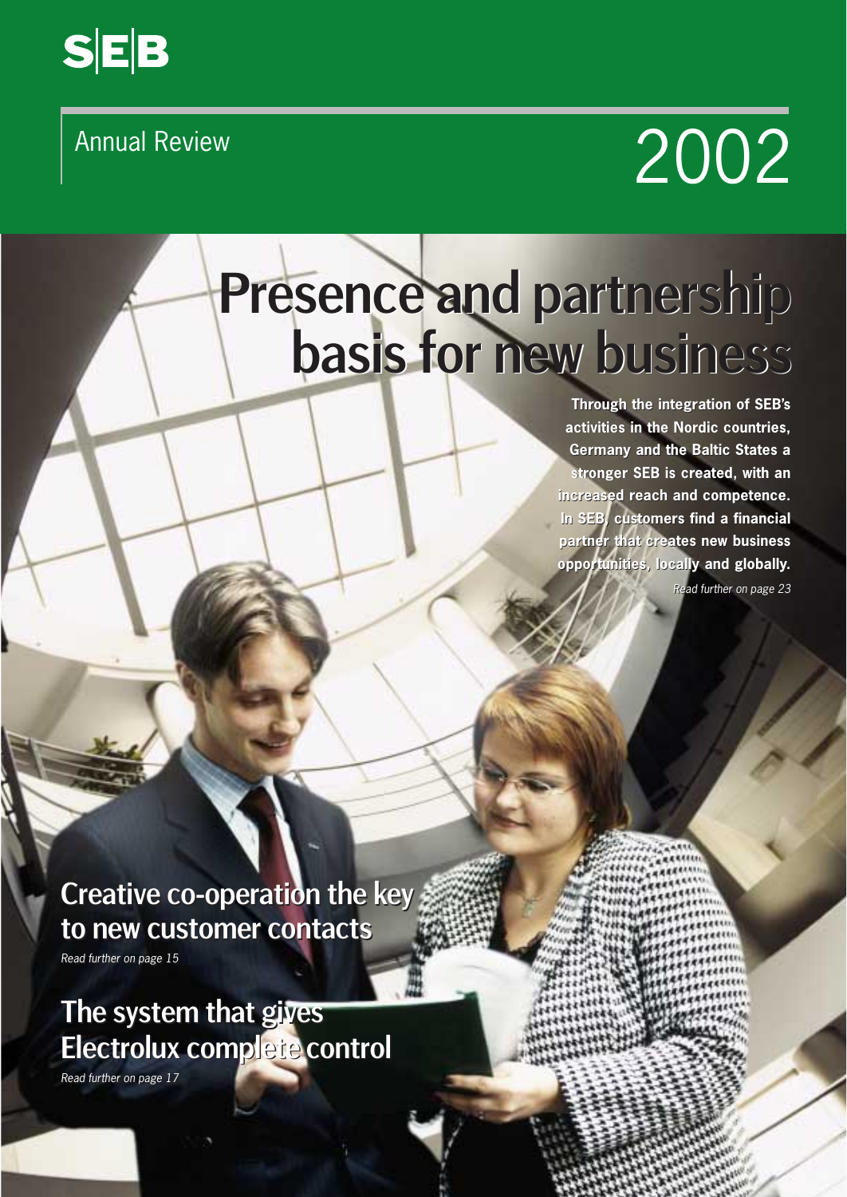SEB

Annual Review 2002

# Presence and partnership basis for new business

**Through the integration of SEB's activities in the Nordic countries, Germany and the Baltic States a stronger SEB is created, with an increased reach and competence. In SEB, customers find a financial partner that creates new business opportunities, locally and globally.**

*Read further on page 23*

## Creative co-operation the key to new customer contacts

*Read further on page 15*

## The system that gives Electrolux complete control

*Read further on page 17*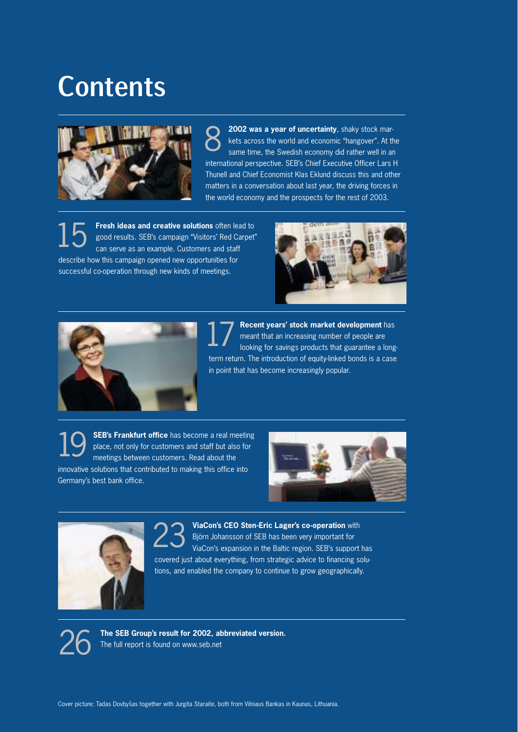# Contents

**8** **2002 was a year of uncertainty**, shaky stock markets across the world and economic "hangover". At the same time, the Swedish economy did rather well in an international perspective. SEB's Chief Executive Officer Lars H Thunell and Chief Economist Klas Eklund discuss this and other matters in a conversation about last year, the driving forces in the world economy and the prospects for the rest of 2003.

**15** **Fresh ideas and creative solutions** often lead to good results. SEB's campaign "Visitors' Red Carpet" can serve as an example. Customers and staff describe how this campaign opened new opportunities for successful co-operation through new kinds of meetings.

**17** **Recent years' stock market development** has meant that an increasing number of people are looking for savings products that guarantee a long-term return. The introduction of equity-linked bonds is a case in point that has become increasingly popular.

**19** **SEB's Frankfurt office** has become a real meeting place, not only for customers and staff but also for meetings between customers. Read about the innovative solutions that contributed to making this office into Germany's best bank office.

**23** **ViaCon's CEO Sten-Eric Lager's co-operation** with Björn Johansson of SEB has been very important for ViaCon's expansion in the Baltic region. SEB's support has covered just about everything, from strategic advice to financing solutions, and enabled the company to continue to grow geographically.

**26** **The SEB Group's result for 2002, abbreviated version.** The full report is found on www.seb.net

Cover picture: Tadas Dovbyšas together with Jurgita Staraite, both from Vilniaus Bankas in Kaunas, Lithuania.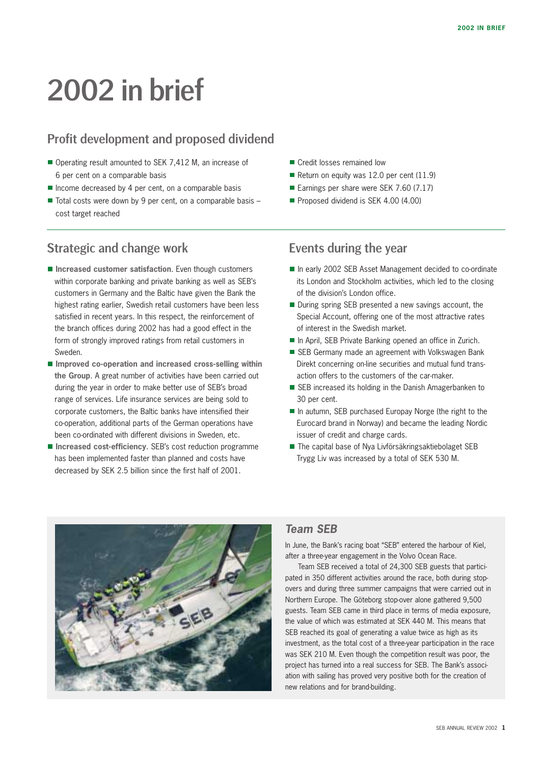# 2002 in brief

## Profit development and proposed dividend

- Operating result amounted to SEK 7,412 M, an increase of 6 per cent on a comparable basis
- Income decreased by 4 per cent, on a comparable basis
- Total costs were down by 9 per cent, on a comparable basis – cost target reached
- Credit losses remained low
- Return on equity was 12.0 per cent (11.9)
- Earnings per share were SEK 7.60 (7.17)
- Proposed dividend is SEK 4.00 (4.00)

## Strategic and change work

- **Increased customer satisfaction**. Even though customers within corporate banking and private banking as well as SEB's customers in Germany and the Baltic have given the Bank the highest rating earlier, Swedish retail customers have been less satisfied in recent years. In this respect, the reinforcement of the branch offices during 2002 has had a good effect in the form of strongly improved ratings from retail customers in Sweden.
- **Improved co-operation and increased cross-selling within the Group**. A great number of activities have been carried out during the year in order to make better use of SEB's broad range of services. Life insurance services are being sold to corporate customers, the Baltic banks have intensified their co-operation, additional parts of the German operations have been co-ordinated with different divisions in Sweden, etc.
- **Increased cost-efficiency**. SEB's cost reduction programme has been implemented faster than planned and costs have decreased by SEK 2.5 billion since the first half of 2001.

## Events during the year

- In early 2002 SEB Asset Management decided to co-ordinate its London and Stockholm activities, which led to the closing of the division's London office.
- During spring SEB presented a new savings account, the Special Account, offering one of the most attractive rates of interest in the Swedish market.
- In April, SEB Private Banking opened an office in Zurich.
- SEB Germany made an agreement with Volkswagen Bank Direkt concerning on-line securities and mutual fund transaction offers to the customers of the car-maker.
- SEB increased its holding in the Danish Amagerbanken to 30 per cent.
- In autumn, SEB purchased Europay Norge (the right to the Eurocard brand in Norway) and became the leading Nordic issuer of credit and charge cards.
- The capital base of Nya Livförsäkringsaktiebolaget SEB Trygg Liv was increased by a total of SEK 530 M.

### *Team SEB*

In June, the Bank's racing boat "SEB" entered the harbour of Kiel, after a three-year engagement in the Volvo Ocean Race.

Team SEB received a total of 24,300 SEB guests that participated in 350 different activities around the race, both during stopovers and during three summer campaigns that were carried out in Northern Europe. The Göteborg stop-over alone gathered 9,500 guests. Team SEB came in third place in terms of media exposure, the value of which was estimated at SEK 440 M. This means that SEB reached its goal of generating a value twice as high as its investment, as the total cost of a three-year participation in the race was SEK 210 M. Even though the competition result was poor, the project has turned into a real success for SEB. The Bank's association with sailing has proved very positive both for the creation of new relations and for brand-building.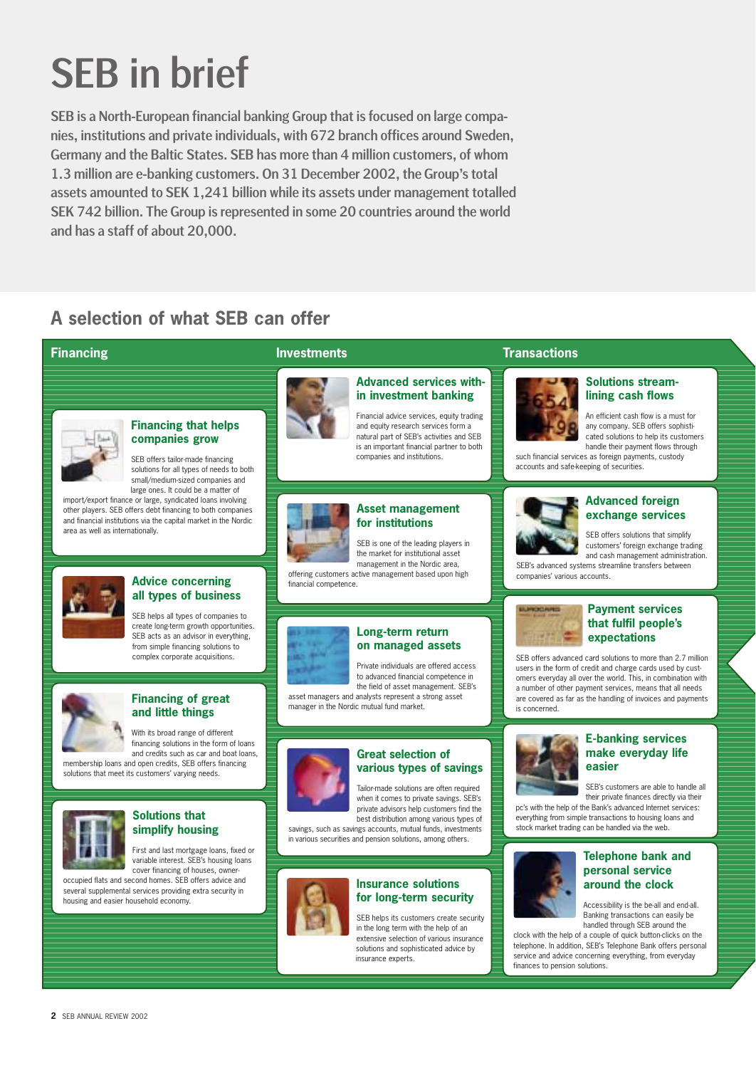# SEB in brief

SEB is a North-European financial banking Group that is focused on large companies, institutions and private individuals, with 672 branch offices around Sweden, Germany and the Baltic States. SEB has more than 4 million customers, of whom 1.3 million are e-banking customers. On 31 December 2002, the Group's total assets amounted to SEK 1,241 billion while its assets under management totalled SEK 742 billion. The Group is represented in some 20 countries around the world and has a staff of about 20,000.

## A selection of what SEB can offer

### Financing

#### Financing that helps companies grow

SEB offers tailor-made financing solutions for all types of needs to both small/medium-sized companies and large ones. It could be a matter of import/export finance or large, syndicated loans involving other players. SEB offers debt financing to both companies and financial institutions via the capital market in the Nordic area as well as internationally.

#### Advice concerning all types of business

SEB helps all types of companies to create long-term growth opportunities. SEB acts as an advisor in everything, from simple financing solutions to complex corporate acquisitions.

#### Financing of great and little things

With its broad range of different financing solutions in the form of loans and credits such as car and boat loans, membership loans and open credits, SEB offers financing solutions that meet its customers' varying needs.

#### Solutions that simplify housing

First and last mortgage loans, fixed or variable interest. SEB's housing loans cover financing of houses, owner-occupied flats and second homes. SEB offers advice and several supplemental services providing extra security in housing and easier household economy.

### Investments

#### Advanced services within investment banking

Financial advice services, equity trading and equity research services form a natural part of SEB's activities and SEB is an important financial partner to both companies and institutions.

#### Asset management for institutions

SEB is one of the leading players in the market for institutional asset management in the Nordic area, offering customers active management based upon high financial competence.

#### Long-term return on managed assets

Private individuals are offered access to advanced financial competence in the field of asset management. SEB's asset managers and analysts represent a strong asset manager in the Nordic mutual fund market.

#### Great selection of various types of savings

Tailor-made solutions are often required when it comes to private savings. SEB's private advisors help customers find the best distribution among various types of savings, such as savings accounts, mutual funds, investments in various securities and pension solutions, among others.

#### Insurance solutions for long-term security

SEB helps its customers create security in the long term with the help of an extensive selection of various insurance solutions and sophisticated advice by insurance experts.

### Transactions

#### Solutions streamlining cash flows

An efficient cash flow is a must for any company. SEB offers sophisticated solutions to help its customers handle their payment flows through such financial services as foreign payments, custody accounts and safe-keeping of securities.

#### Advanced foreign exchange services

SEB offers solutions that simplify customers' foreign exchange trading and cash management administration. SEB's advanced systems streamline transfers between companies' various accounts.

#### Payment services that fulfil people's expectations

SEB offers advanced card solutions to more than 2.7 million users in the form of credit and charge cards used by customers everyday all over the world. This, in combination with a number of other payment services, means that all needs are covered as far as the handling of invoices and payments is concerned.

#### E-banking services make everyday life easier

SEB's customers are able to handle all their private finances directly via their pc's with the help of the Bank's advanced Internet services: everything from simple transactions to housing loans and stock market trading can be handled via the web.

#### Telephone bank and personal service around the clock

Accessibility is the be-all and end-all. Banking transactions can easily be handled through SEB around the clock with the help of a couple of quick button-clicks on the telephone. In addition, SEB's Telephone Bank offers personal service and advice concerning everything, from everyday finances to pension solutions.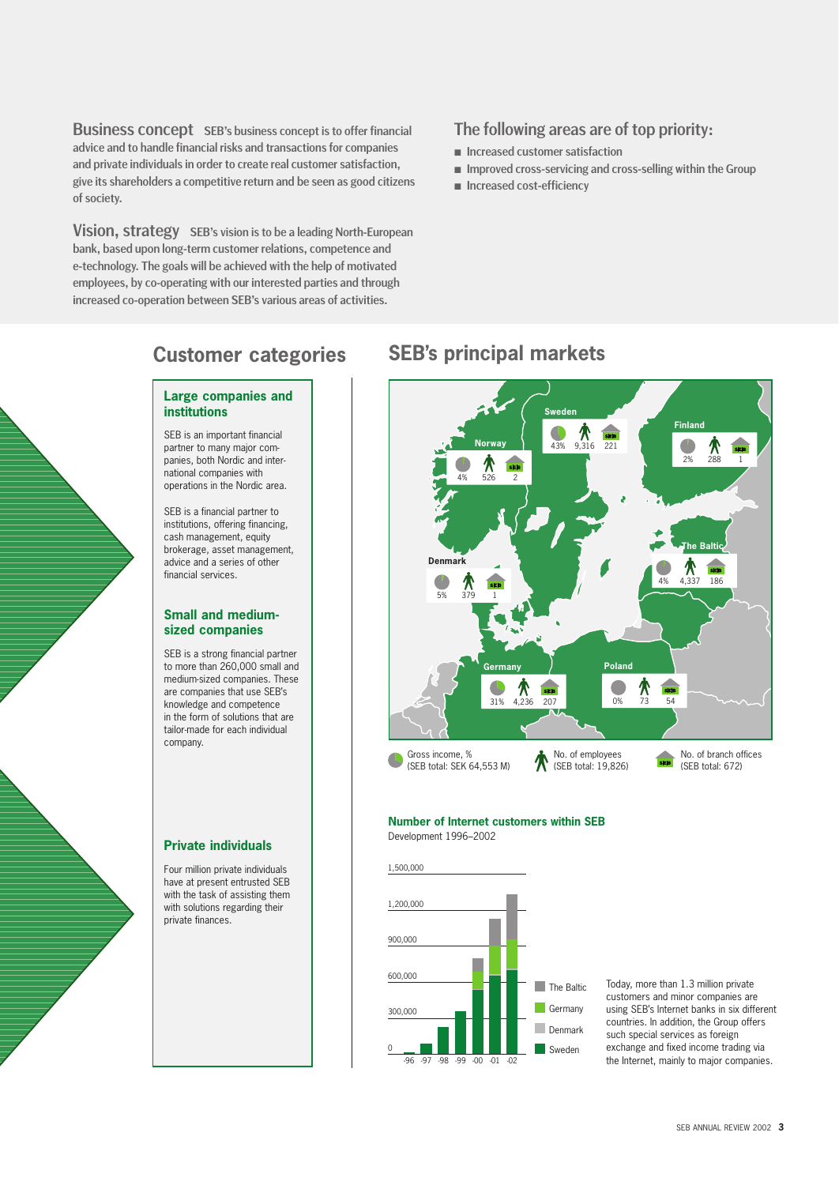**Business concept** SEB's business concept is to offer financial advice and to handle financial risks and transactions for companies and private individuals in order to create real customer satisfaction, give its shareholders a competitive return and be seen as good citizens of society.

**Vision, strategy** SEB's vision is to be a leading North-European bank, based upon long-term customer relations, competence and e-technology. The goals will be achieved with the help of motivated employees, by co-operating with our interested parties and through increased co-operation between SEB's various areas of activities.

## The following areas are of top priority:

- Increased customer satisfaction
- Improved cross-servicing and cross-selling within the Group
- Increased cost-efficiency

## Customer categories

### Large companies and institutions

SEB is an important financial partner to many major companies, both Nordic and international companies with operations in the Nordic area.

SEB is a financial partner to institutions, offering financing, cash management, equity brokerage, asset management, advice and a series of other financial services.

### Small and medium-sized companies

SEB is a strong financial partner to more than 260,000 small and medium-sized companies. These are companies that use SEB's knowledge and competence in the form of solutions that are tailor-made for each individual company.

### Private individuals

Four million private individuals have at present entrusted SEB with the task of assisting them with solutions regarding their private finances.

## SEB's principal markets

| Market | Gross income, % | No. of employees | No. of branch offices |
|---|---|---|---|
| Sweden | 43% | 9,316 | 221 |
| Norway | 4% | 526 | 2 |
| Finland | 2% | 288 | 1 |
| Denmark | 5% | 379 | 1 |
| The Baltic | 4% | 4,337 | 186 |
| Germany | 31% | 4,236 | 207 |
| Poland | 0% | 73 | 54 |

Gross income, % (SEB total: SEK 64,553 M) · No. of employees (SEB total: 19,826) · No. of branch offices (SEB total: 672)

### Number of Internet customers within SEB

Development 1996–2002

(Stacked bar chart, years -96 to -02, scale 0–1,500,000; series: The Baltic, Germany, Denmark, Sweden)

Today, more than 1.3 million private customers and minor companies are using SEB's Internet banks in six different countries. In addition, the Group offers such special services as foreign exchange and fixed income trading via the Internet, mainly to major companies.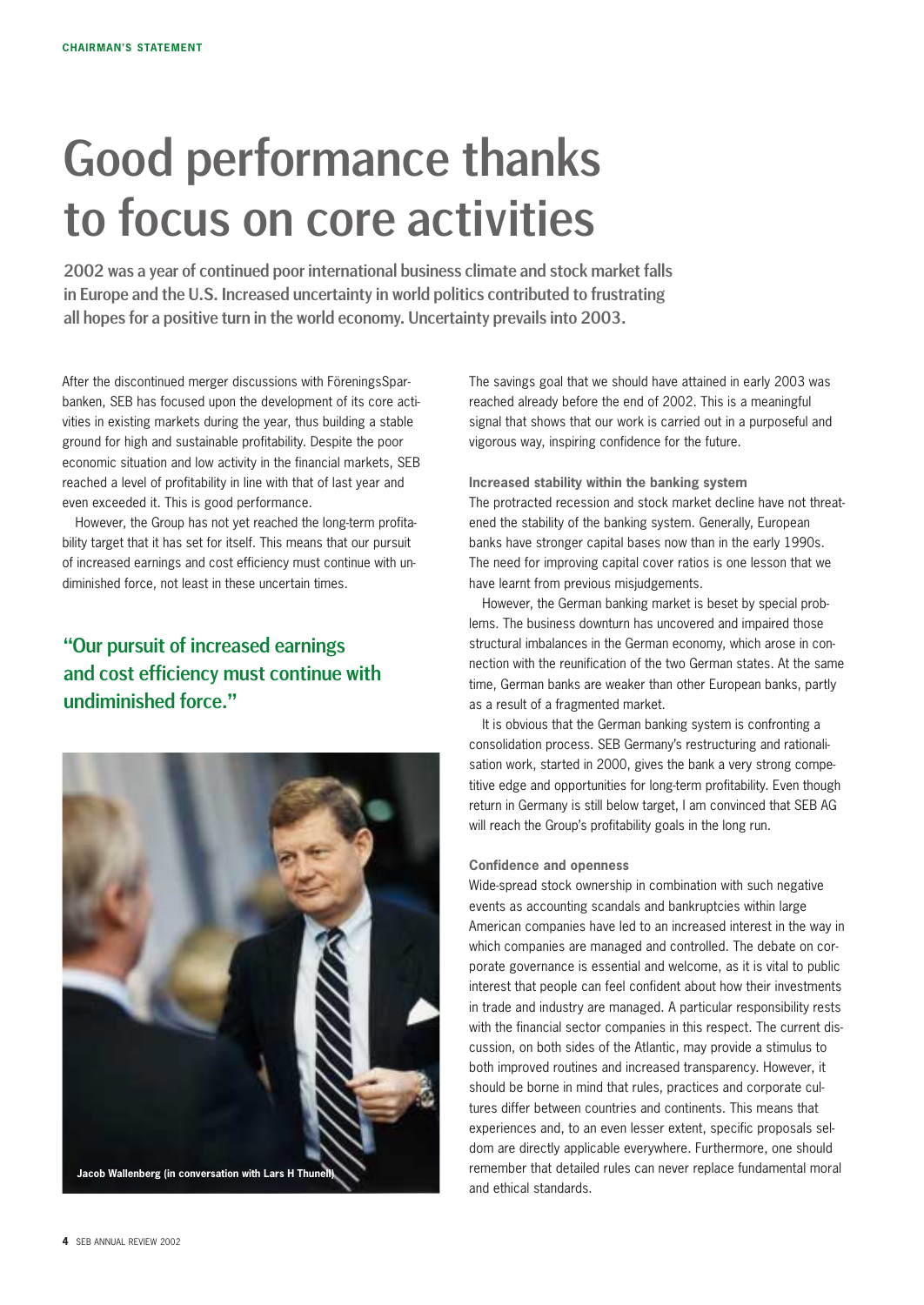# Good performance thanks to focus on core activities

**2002 was a year of continued poor international business climate and stock market falls in Europe and the U.S. Increased uncertainty in world politics contributed to frustrating all hopes for a positive turn in the world economy. Uncertainty prevails into 2003.**

After the discontinued merger discussions with FöreningsSparbanken, SEB has focused upon the development of its core activities in existing markets during the year, thus building a stable ground for high and sustainable profitability. Despite the poor economic situation and low activity in the financial markets, SEB reached a level of profitability in line with that of last year and even exceeded it. This is good performance.

However, the Group has not yet reached the long-term profitability target that it has set for itself. This means that our pursuit of increased earnings and cost efficiency must continue with undiminished force, not least in these uncertain times.

> **"Our pursuit of increased earnings and cost efficiency must continue with undiminished force."**

Jacob Wallenberg (in conversation with Lars H Thunell)

The savings goal that we should have attained in early 2003 was reached already before the end of 2002. This is a meaningful signal that shows that our work is carried out in a purposeful and vigorous way, inspiring confidence for the future.

### Increased stability within the banking system

The protracted recession and stock market decline have not threatened the stability of the banking system. Generally, European banks have stronger capital bases now than in the early 1990s. The need for improving capital cover ratios is one lesson that we have learnt from previous misjudgements.

However, the German banking market is beset by special problems. The business downturn has uncovered and impaired those structural imbalances in the German economy, which arose in connection with the reunification of the two German states. At the same time, German banks are weaker than other European banks, partly as a result of a fragmented market.

It is obvious that the German banking system is confronting a consolidation process. SEB Germany's restructuring and rationalisation work, started in 2000, gives the bank a very strong competitive edge and opportunities for long-term profitability. Even though return in Germany is still below target, I am convinced that SEB AG will reach the Group's profitability goals in the long run.

### Confidence and openness

Wide-spread stock ownership in combination with such negative events as accounting scandals and bankruptcies within large American companies have led to an increased interest in the way in which companies are managed and controlled. The debate on corporate governance is essential and welcome, as it is vital to public interest that people can feel confident about how their investments in trade and industry are managed. A particular responsibility rests with the financial sector companies in this respect. The current discussion, on both sides of the Atlantic, may provide a stimulus to both improved routines and increased transparency. However, it should be borne in mind that rules, practices and corporate cultures differ between countries and continents. This means that experiences and, to an even lesser extent, specific proposals seldom are directly applicable everywhere. Furthermore, one should remember that detailed rules can never replace fundamental moral and ethical standards.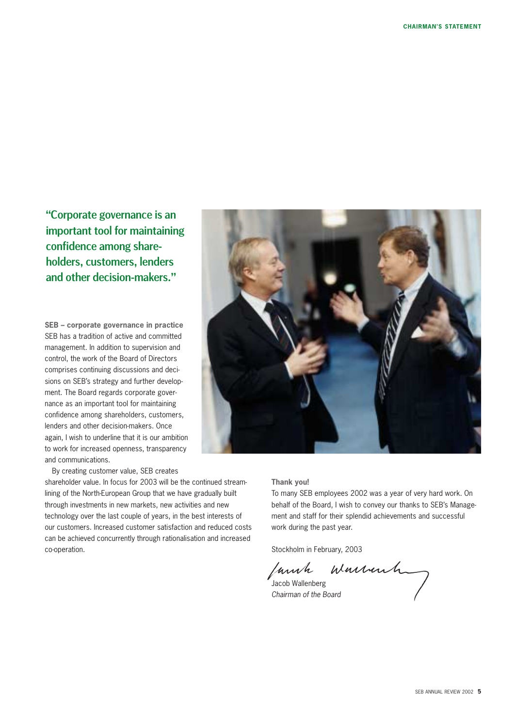"Corporate governance is an important tool for maintaining confidence among shareholders, customers, lenders and other decision-makers."

**SEB – corporate governance in practice**

SEB has a tradition of active and committed management. In addition to supervision and control, the work of the Board of Directors comprises continuing discussions and decisions on SEB's strategy and further development. The Board regards corporate governance as an important tool for maintaining confidence among shareholders, customers, lenders and other decision-makers. Once again, I wish to underline that it is our ambition to work for increased openness, transparency and communications.

By creating customer value, SEB creates shareholder value. In focus for 2003 will be the continued streamlining of the North-European Group that we have gradually built through investments in new markets, new activities and new technology over the last couple of years, in the best interests of our customers. Increased customer satisfaction and reduced costs can be achieved concurrently through rationalisation and increased co-operation.

**Thank you!**

To many SEB employees 2002 was a year of very hard work. On behalf of the Board, I wish to convey our thanks to SEB's Management and staff for their splendid achievements and successful work during the past year.

Stockholm in February, 2003

Jacob Wallenberg
*Chairman of the Board*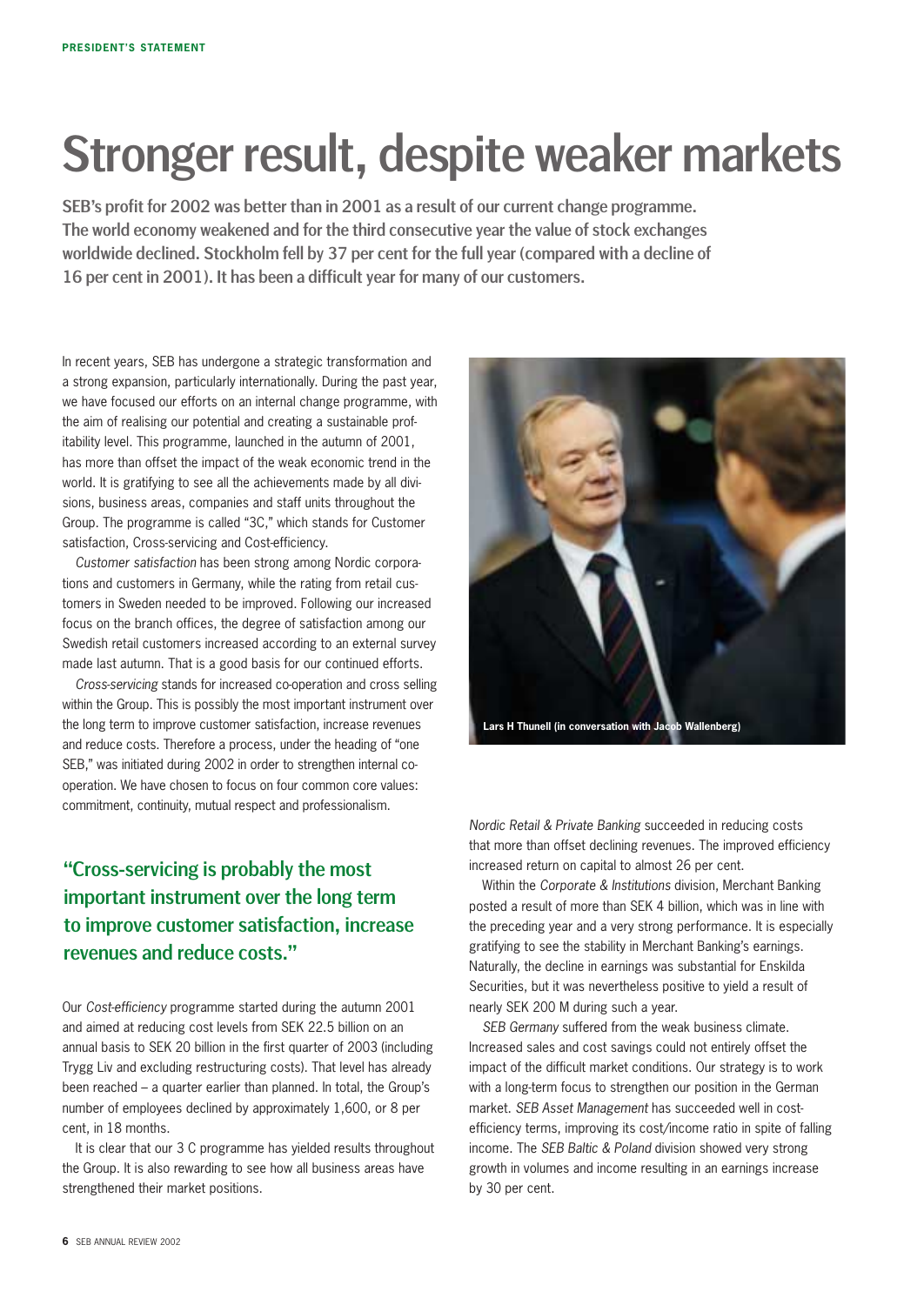# Stronger result, despite weaker markets

**SEB's profit for 2002 was better than in 2001 as a result of our current change programme. The world economy weakened and for the third consecutive year the value of stock exchanges worldwide declined. Stockholm fell by 37 per cent for the full year (compared with a decline of 16 per cent in 2001). It has been a difficult year for many of our customers.**

In recent years, SEB has undergone a strategic transformation and a strong expansion, particularly internationally. During the past year, we have focused our efforts on an internal change programme, with the aim of realising our potential and creating a sustainable profitability level. This programme, launched in the autumn of 2001, has more than offset the impact of the weak economic trend in the world. It is gratifying to see all the achievements made by all divisions, business areas, companies and staff units throughout the Group. The programme is called "3C," which stands for Customer satisfaction, Cross-servicing and Cost-efficiency.

*Customer satisfaction* has been strong among Nordic corporations and customers in Germany, while the rating from retail customers in Sweden needed to be improved. Following our increased focus on the branch offices, the degree of satisfaction among our Swedish retail customers increased according to an external survey made last autumn. That is a good basis for our continued efforts.

*Cross-servicing* stands for increased co-operation and cross selling within the Group. This is possibly the most important instrument over the long term to improve customer satisfaction, increase revenues and reduce costs. Therefore a process, under the heading of "one SEB," was initiated during 2002 in order to strengthen internal co-operation. We have chosen to focus on four common core values: commitment, continuity, mutual respect and professionalism.

> **"Cross-servicing is probably the most important instrument over the long term to improve customer satisfaction, increase revenues and reduce costs."**

Our *Cost-efficiency* programme started during the autumn 2001 and aimed at reducing cost levels from SEK 22.5 billion on an annual basis to SEK 20 billion in the first quarter of 2003 (including Trygg Liv and excluding restructuring costs). That level has already been reached – a quarter earlier than planned. In total, the Group's number of employees declined by approximately 1,600, or 8 per cent, in 18 months.

It is clear that our 3 C programme has yielded results throughout the Group. It is also rewarding to see how all business areas have strengthened their market positions.

Lars H Thunell (in conversation with Jacob Wallenberg)

*Nordic Retail & Private Banking* succeeded in reducing costs that more than offset declining revenues. The improved efficiency increased return on capital to almost 26 per cent.

Within the *Corporate & Institutions* division, Merchant Banking posted a result of more than SEK 4 billion, which was in line with the preceding year and a very strong performance. It is especially gratifying to see the stability in Merchant Banking's earnings. Naturally, the decline in earnings was substantial for Enskilda Securities, but it was nevertheless positive to yield a result of nearly SEK 200 M during such a year.

*SEB Germany* suffered from the weak business climate. Increased sales and cost savings could not entirely offset the impact of the difficult market conditions. Our strategy is to work with a long-term focus to strengthen our position in the German market. *SEB Asset Management* has succeeded well in cost-efficiency terms, improving its cost/income ratio in spite of falling income. The *SEB Baltic & Poland* division showed very strong growth in volumes and income resulting in an earnings increase by 30 per cent.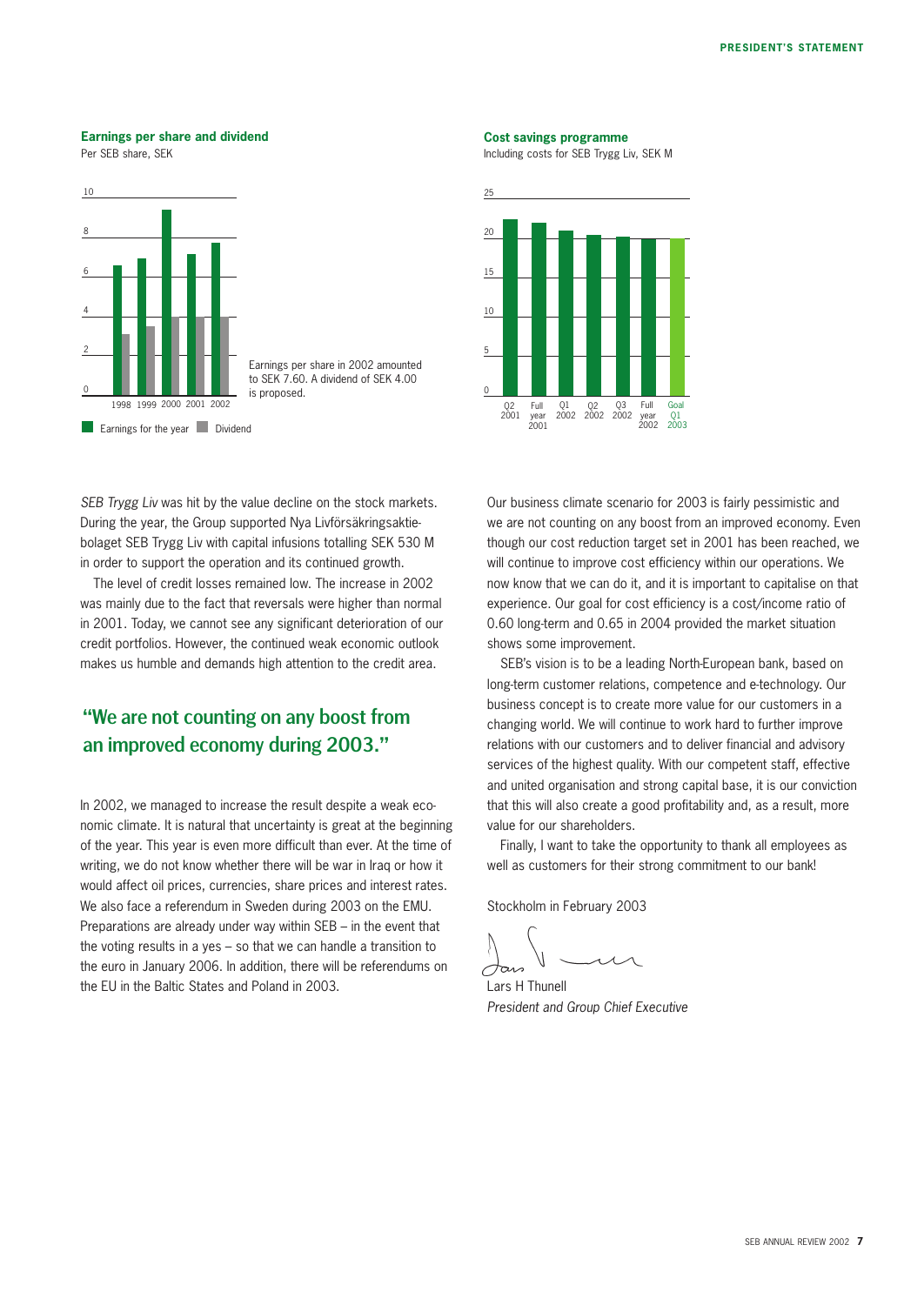**Earnings per share and dividend**

Per SEB share, SEK

Earnings per share in 2002 amounted to SEK 7.60. A dividend of SEK 4.00 is proposed.

**Cost savings programme**

Including costs for SEB Trygg Liv, SEK M

*SEB Trygg Liv* was hit by the value decline on the stock markets. During the year, the Group supported Nya Livförsäkringsaktiebolaget SEB Trygg Liv with capital infusions totalling SEK 530 M in order to support the operation and its continued growth.

The level of credit losses remained low. The increase in 2002 was mainly due to the fact that reversals were higher than normal in 2001. Today, we cannot see any significant deterioration of our credit portfolios. However, the continued weak economic outlook makes us humble and demands high attention to the credit area.

## "We are not counting on any boost from an improved economy during 2003."

In 2002, we managed to increase the result despite a weak economic climate. It is natural that uncertainty is great at the beginning of the year. This year is even more difficult than ever. At the time of writing, we do not know whether there will be war in Iraq or how it would affect oil prices, currencies, share prices and interest rates. We also face a referendum in Sweden during 2003 on the EMU. Preparations are already under way within SEB – in the event that the voting results in a yes – so that we can handle a transition to the euro in January 2006. In addition, there will be referendums on the EU in the Baltic States and Poland in 2003.

Our business climate scenario for 2003 is fairly pessimistic and we are not counting on any boost from an improved economy. Even though our cost reduction target set in 2001 has been reached, we will continue to improve cost efficiency within our operations. We now know that we can do it, and it is important to capitalise on that experience. Our goal for cost efficiency is a cost/income ratio of 0.60 long-term and 0.65 in 2004 provided the market situation shows some improvement.

SEB's vision is to be a leading North-European bank, based on long-term customer relations, competence and e-technology. Our business concept is to create more value for our customers in a changing world. We will continue to work hard to further improve relations with our customers and to deliver financial and advisory services of the highest quality. With our competent staff, effective and united organisation and strong capital base, it is our conviction that this will also create a good profitability and, as a result, more value for our shareholders.

Finally, I want to take the opportunity to thank all employees as well as customers for their strong commitment to our bank!

Stockholm in February 2003

Lars H Thunell

*President and Group Chief Executive*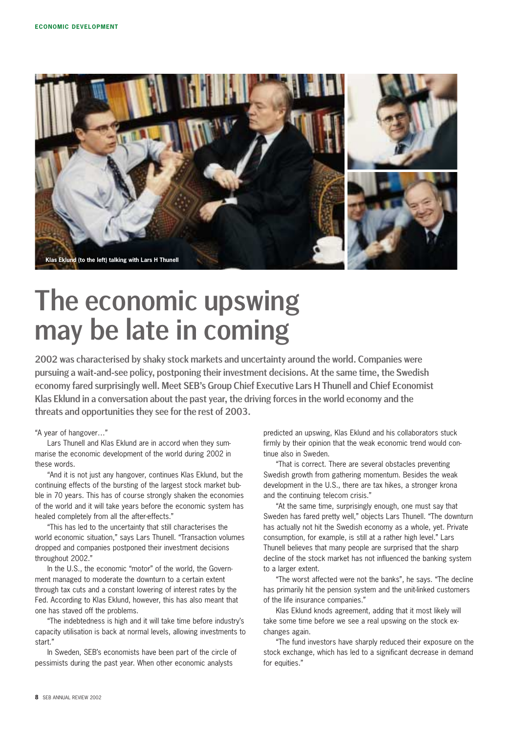Klas Eklund (to the left) talking with Lars H Thunell

# The economic upswing may be late in coming

**2002 was characterised by shaky stock markets and uncertainty around the world. Companies were pursuing a wait-and-see policy, postponing their investment decisions. At the same time, the Swedish economy fared surprisingly well. Meet SEB's Group Chief Executive Lars H Thunell and Chief Economist Klas Eklund in a conversation about the past year, the driving forces in the world economy and the threats and opportunities they see for the rest of 2003.**

"A year of hangover…"

Lars Thunell and Klas Eklund are in accord when they summarise the economic development of the world during 2002 in these words.

"And it is not just any hangover, continues Klas Eklund, but the continuing effects of the bursting of the largest stock market bubble in 70 years. This has of course strongly shaken the economies of the world and it will take years before the economic system has healed completely from all the after-effects."

"This has led to the uncertainty that still characterises the world economic situation," says Lars Thunell. "Transaction volumes dropped and companies postponed their investment decisions throughout 2002."

In the U.S., the economic "motor" of the world, the Government managed to moderate the downturn to a certain extent through tax cuts and a constant lowering of interest rates by the Fed. According to Klas Eklund, however, this has also meant that one has staved off the problems.

"The indebtedness is high and it will take time before industry's capacity utilisation is back at normal levels, allowing investments to start."

In Sweden, SEB's economists have been part of the circle of pessimists during the past year. When other economic analysts predicted an upswing, Klas Eklund and his collaborators stuck firmly by their opinion that the weak economic trend would continue also in Sweden.

"That is correct. There are several obstacles preventing Swedish growth from gathering momentum. Besides the weak development in the U.S., there are tax hikes, a stronger krona and the continuing telecom crisis."

"At the same time, surprisingly enough, one must say that Sweden has fared pretty well," objects Lars Thunell. "The downturn has actually not hit the Swedish economy as a whole, yet. Private consumption, for example, is still at a rather high level." Lars Thunell believes that many people are surprised that the sharp decline of the stock market has not influenced the banking system to a larger extent.

"The worst affected were not the banks", he says. "The decline has primarily hit the pension system and the unit-linked customers of the life insurance companies."

Klas Eklund knods agreement, adding that it most likely will take some time before we see a real upswing on the stock exchanges again.

"The fund investors have sharply reduced their exposure on the stock exchange, which has led to a significant decrease in demand for equities."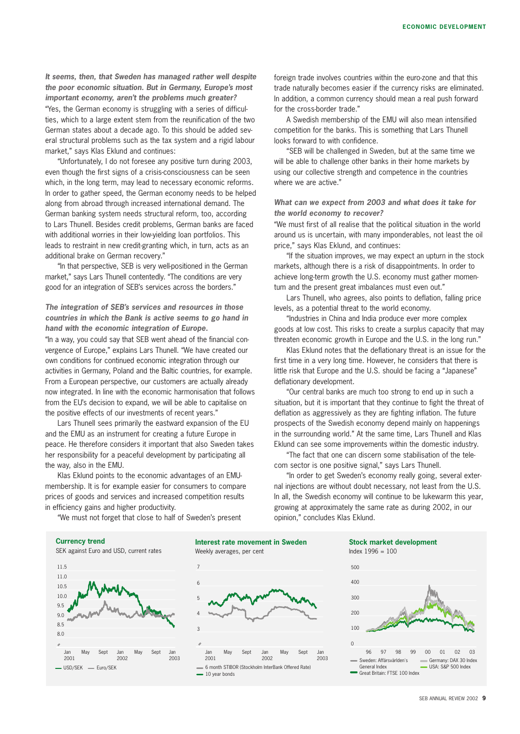***It seems, then, that Sweden has managed rather well despite the poor economic situation. But in Germany, Europe's most important economy, aren't the problems much greater?***

"Yes, the German economy is struggling with a series of difficulties, which to a large extent stem from the reunification of the two German states about a decade ago. To this should be added several structural problems such as the tax system and a rigid labour market," says Klas Eklund and continues:

"Unfortunately, I do not foresee any positive turn during 2003, even though the first signs of a crisis-consciousness can be seen which, in the long term, may lead to necessary economic reforms. In order to gather speed, the German economy needs to be helped along from abroad through increased international demand. The German banking system needs structural reform, too, according to Lars Thunell. Besides credit problems, German banks are faced with additional worries in their low-yielding loan portfolios. This leads to restraint in new credit-granting which, in turn, acts as an additional brake on German recovery."

"In that perspective, SEB is very well-positioned in the German market," says Lars Thunell contentedly. "The conditions are very good for an integration of SEB's services across the borders."

***The integration of SEB's services and resources in those countries in which the Bank is active seems to go hand in hand with the economic integration of Europe.***

"In a way, you could say that SEB went ahead of the financial convergence of Europe," explains Lars Thunell. "We have created our own conditions for continued economic integration through our activities in Germany, Poland and the Baltic countries, for example. From a European perspective, our customers are actually already now integrated. In line with the economic harmonisation that follows from the EU's decision to expand, we will be able to capitalise on the positive effects of our investments of recent years."

Lars Thunell sees primarily the eastward expansion of the EU and the EMU as an instrument for creating a future Europe in peace. He therefore considers it important that also Sweden takes her responsibility for a peaceful development by participating all the way, also in the EMU.

Klas Eklund points to the economic advantages of an EMU-membership. It is for example easier for consumers to compare prices of goods and services and increased competition results in efficiency gains and higher productivity.

"We must not forget that close to half of Sweden's present foreign trade involves countries within the euro-zone and that this trade naturally becomes easier if the currency risks are eliminated. In addition, a common currency should mean a real push forward for the cross-border trade."

A Swedish membership of the EMU will also mean intensified competition for the banks. This is something that Lars Thunell looks forward to with confidence.

"SEB will be challenged in Sweden, but at the same time we will be able to challenge other banks in their home markets by using our collective strength and competence in the countries where we are active."

***What can we expect from 2003 and what does it take for the world economy to recover?***

"We must first of all realise that the political situation in the world around us is uncertain, with many imponderables, not least the oil price," says Klas Eklund, and continues:

"If the situation improves, we may expect an upturn in the stock markets, although there is a risk of disappointments. In order to achieve long-term growth the U.S. economy must gather momentum and the present great imbalances must even out."

Lars Thunell, who agrees, also points to deflation, falling price levels, as a potential threat to the world economy.

"Industries in China and India produce ever more complex goods at low cost. This risks to create a surplus capacity that may threaten economic growth in Europe and the U.S. in the long run."

Klas Eklund notes that the deflationary threat is an issue for the first time in a very long time. However, he considers that there is little risk that Europe and the U.S. should be facing a "Japanese" deflationary development.

"Our central banks are much too strong to end up in such a situation, but it is important that they continue to fight the threat of deflation as aggressively as they are fighting inflation. The future prospects of the Swedish economy depend mainly on happenings in the surrounding world." At the same time, Lars Thunell and Klas Eklund can see some improvements within the domestic industry.

"The fact that one can discern some stabilisation of the telecom sector is one positive signal," says Lars Thunell.

"In order to get Sweden's economy really going, several external injections are without doubt necessary, not least from the U.S. In all, the Swedish economy will continue to be lukewarm this year, growing at approximately the same rate as during 2002, in our opinion," concludes Klas Eklund.

**Currency trend**
SEK against Euro and USD, current rates

— USD/SEK — Euro/SEK

**Interest rate movement in Sweden**
Weekly averages, per cent

— 6 month STIBOR (Stockholm InterBank Offered Rate)
— 10 year bonds

**Stock market development**
Index 1996 = 100

— Sweden: Affärsvärlden's General Index — Germany: DAX 30 Index — USA: S&P 500 Index — Great Britain: FTSE 100 Index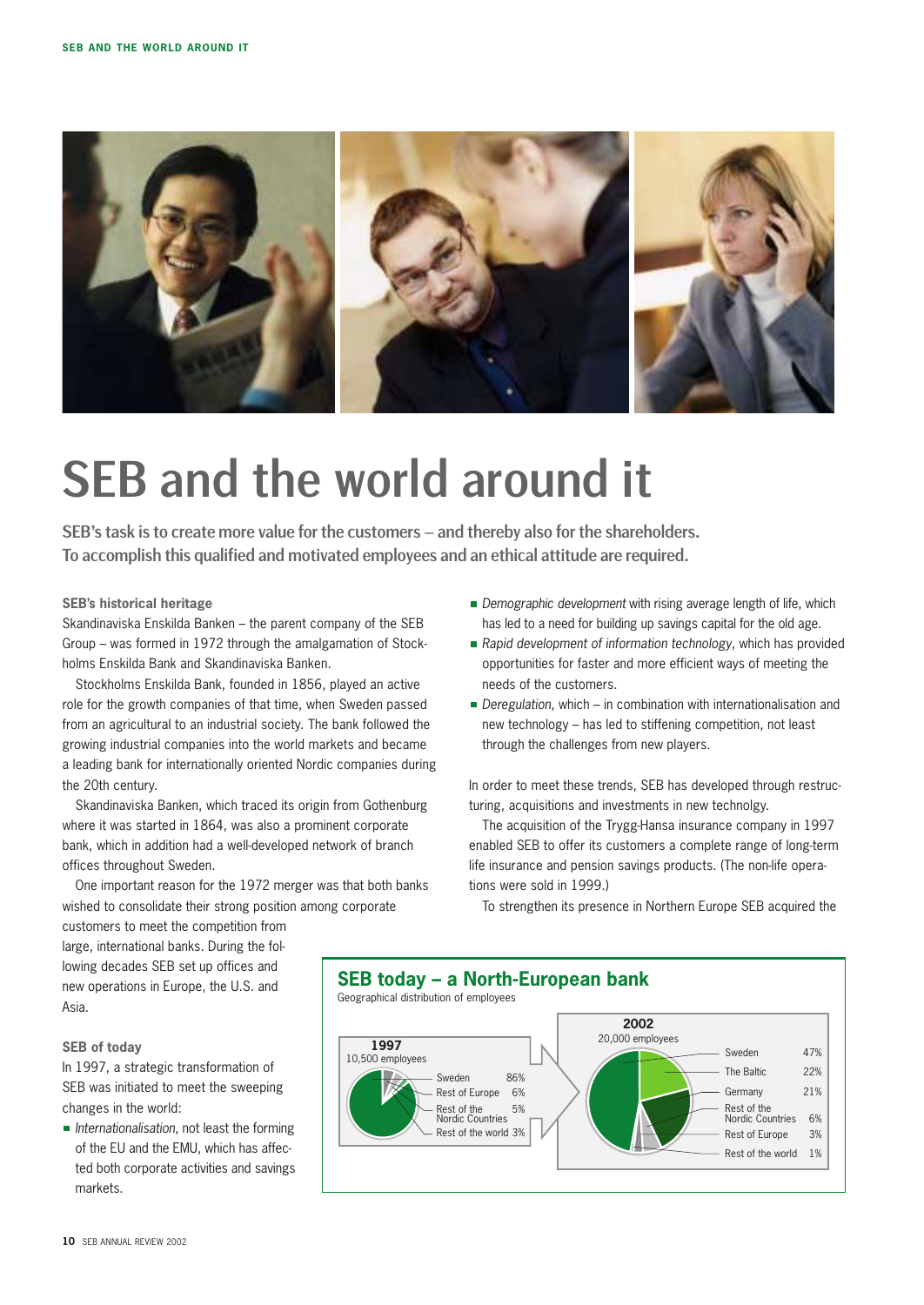# SEB and the world around it

**SEB's task is to create more value for the customers – and thereby also for the shareholders. To accomplish this qualified and motivated employees and an ethical attitude are required.**

### SEB's historical heritage

Skandinaviska Enskilda Banken – the parent company of the SEB Group – was formed in 1972 through the amalgamation of Stockholms Enskilda Bank and Skandinaviska Banken.

Stockholms Enskilda Bank, founded in 1856, played an active role for the growth companies of that time, when Sweden passed from an agricultural to an industrial society. The bank followed the growing industrial companies into the world markets and became a leading bank for internationally oriented Nordic companies during the 20th century.

Skandinaviska Banken, which traced its origin from Gothenburg where it was started in 1864, was also a prominent corporate bank, which in addition had a well-developed network of branch offices throughout Sweden.

One important reason for the 1972 merger was that both banks wished to consolidate their strong position among corporate customers to meet the competition from large, international banks. During the following decades SEB set up offices and new operations in Europe, the U.S. and Asia.

### SEB of today

In 1997, a strategic transformation of SEB was initiated to meet the sweeping changes in the world:

- *Internationalisation*, not least the forming of the EU and the EMU, which has affected both corporate activities and savings markets.
- *Demographic development* with rising average length of life, which has led to a need for building up savings capital for the old age.
- *Rapid development of information technology*, which has provided opportunities for faster and more efficient ways of meeting the needs of the customers.
- *Deregulation*, which – in combination with internationalisation and new technology – has led to stiffening competition, not least through the challenges from new players.

In order to meet these trends, SEB has developed through restructuring, acquisitions and investments in new technolgy.

The acquisition of the Trygg-Hansa insurance company in 1997 enabled SEB to offer its customers a complete range of long-term life insurance and pension savings products. (The non-life operations were sold in 1999.)

To strengthen its presence in Northern Europe SEB acquired the

**SEB today – a North-European bank**

Geographical distribution of employees

**1997** – 10,500 employees

| Region | Share |
|---|---|
| Sweden | 86% |
| Rest of Europe | 6% |
| Rest of the Nordic Countries | 5% |
| Rest of the world | 3% |

**2002** – 20,000 employees

| Region | Share |
|---|---|
| Sweden | 47% |
| The Baltic | 22% |
| Germany | 21% |
| Rest of the Nordic Countries | 6% |
| Rest of Europe | 3% |
| Rest of the world | 1% |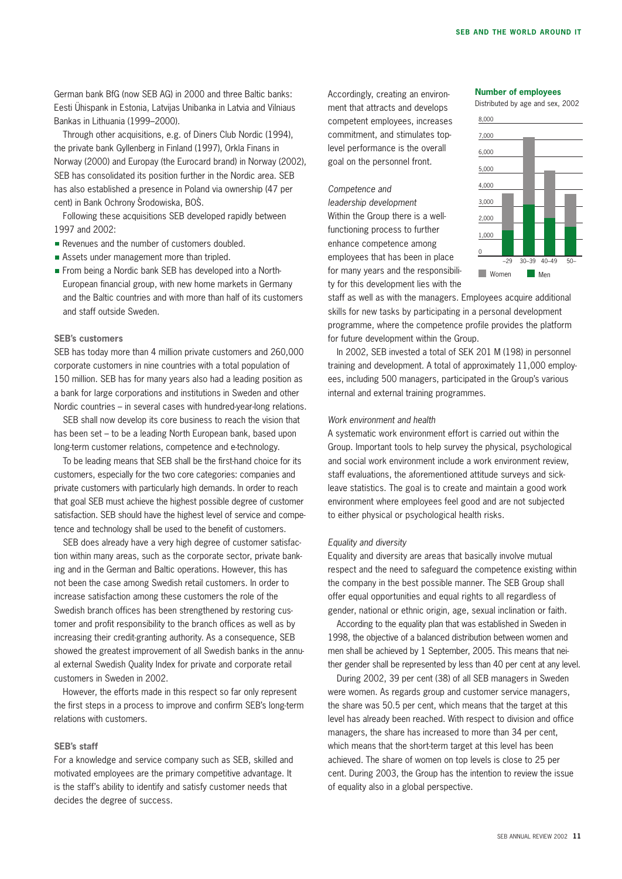German bank BfG (now SEB AG) in 2000 and three Baltic banks: Eesti Ühispank in Estonia, Latvijas Unibanka in Latvia and Vilniaus Bankas in Lithuania (1999–2000).

Through other acquisitions, e.g. of Diners Club Nordic (1994), the private bank Gyllenberg in Finland (1997), Orkla Finans in Norway (2000) and Europay (the Eurocard brand) in Norway (2002), SEB has consolidated its position further in the Nordic area. SEB has also established a presence in Poland via ownership (47 per cent) in Bank Ochrony Środowiska, BOŚ.

Following these acquisitions SEB developed rapidly between 1997 and 2002:

- Revenues and the number of customers doubled.
- Assets under management more than tripled.
- From being a Nordic bank SEB has developed into a North-European financial group, with new home markets in Germany and the Baltic countries and with more than half of its customers and staff outside Sweden.

### SEB's customers

SEB has today more than 4 million private customers and 260,000 corporate customers in nine countries with a total population of 150 million. SEB has for many years also had a leading position as a bank for large corporations and institutions in Sweden and other Nordic countries – in several cases with hundred-year-long relations.

SEB shall now develop its core business to reach the vision that has been set – to be a leading North European bank, based upon long-term customer relations, competence and e-technology.

To be leading means that SEB shall be the first-hand choice for its customers, especially for the two core categories: companies and private customers with particularly high demands. In order to reach that goal SEB must achieve the highest possible degree of customer satisfaction. SEB should have the highest level of service and competence and technology shall be used to the benefit of customers.

SEB does already have a very high degree of customer satisfaction within many areas, such as the corporate sector, private banking and in the German and Baltic operations. However, this has not been the case among Swedish retail customers. In order to increase satisfaction among these customers the role of the Swedish branch offices has been strengthened by restoring customer and profit responsibility to the branch offices as well as by increasing their credit-granting authority. As a consequence, SEB showed the greatest improvement of all Swedish banks in the annual external Swedish Quality Index for private and corporate retail customers in Sweden in 2002.

However, the efforts made in this respect so far only represent the first steps in a process to improve and confirm SEB's long-term relations with customers.

### SEB's staff

For a knowledge and service company such as SEB, skilled and motivated employees are the primary competitive advantage. It is the staff's ability to identify and satisfy customer needs that decides the degree of success.

Accordingly, creating an environment that attracts and develops competent employees, increases commitment, and stimulates top-level performance is the overall goal on the personnel front.

**Number of employees**

Distributed by age and sex, 2002

| Age | Women | Men |
|---|---|---|
| –29 | | |
| 30–39 | | |
| 40–49 | | |
| 50– | | |

*Competence and leadership development*

Within the Group there is a well-functioning process to further enhance competence among employees that has been in place for many years and the responsibility for this development lies with the staff as well as with the managers. Employees acquire additional skills for new tasks by participating in a personal development programme, where the competence profile provides the platform for future development within the Group.

In 2002, SEB invested a total of SEK 201 M (198) in personnel training and development. A total of approximately 11,000 employees, including 500 managers, participated in the Group's various internal and external training programmes.

*Work environment and health*

A systematic work environment effort is carried out within the Group. Important tools to help survey the physical, psychological and social work environment include a work environment review, staff evaluations, the aforementioned attitude surveys and sick-leave statistics. The goal is to create and maintain a good work environment where employees feel good and are not subjected to either physical or psychological health risks.

*Equality and diversity*

Equality and diversity are areas that basically involve mutual respect and the need to safeguard the competence existing within the company in the best possible manner. The SEB Group shall offer equal opportunities and equal rights to all regardless of gender, national or ethnic origin, age, sexual inclination or faith.

According to the equality plan that was established in Sweden in 1998, the objective of a balanced distribution between women and men shall be achieved by 1 September, 2005. This means that neither gender shall be represented by less than 40 per cent at any level.

During 2002, 39 per cent (38) of all SEB managers in Sweden were women. As regards group and customer service managers, the share was 50.5 per cent, which means that the target at this level has already been reached. With respect to division and office managers, the share has increased to more than 34 per cent, which means that the short-term target at this level has been achieved. The share of women on top levels is close to 25 per cent. During 2003, the Group has the intention to review the issue of equality also in a global perspective.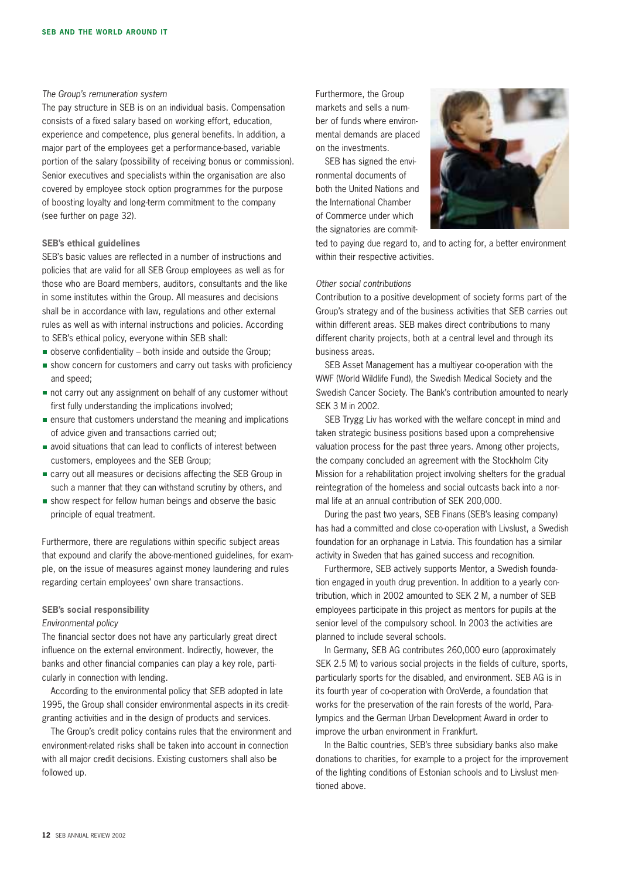*The Group's remuneration system*

The pay structure in SEB is on an individual basis. Compensation consists of a fixed salary based on working effort, education, experience and competence, plus general benefits. In addition, a major part of the employees get a performance-based, variable portion of the salary (possibility of receiving bonus or commission). Senior executives and specialists within the organisation are also covered by employee stock option programmes for the purpose of boosting loyalty and long-term commitment to the company (see further on page 32).

**SEB's ethical guidelines**

SEB's basic values are reflected in a number of instructions and policies that are valid for all SEB Group employees as well as for those who are Board members, auditors, consultants and the like in some institutes within the Group. All measures and decisions shall be in accordance with law, regulations and other external rules as well as with internal instructions and policies. According to SEB's ethical policy, everyone within SEB shall:

- observe confidentiality – both inside and outside the Group;
- show concern for customers and carry out tasks with proficiency and speed;
- not carry out any assignment on behalf of any customer without first fully understanding the implications involved;
- ensure that customers understand the meaning and implications of advice given and transactions carried out;
- avoid situations that can lead to conflicts of interest between customers, employees and the SEB Group;
- carry out all measures or decisions affecting the SEB Group in such a manner that they can withstand scrutiny by others, and
- show respect for fellow human beings and observe the basic principle of equal treatment.

Furthermore, there are regulations within specific subject areas that expound and clarify the above-mentioned guidelines, for example, on the issue of measures against money laundering and rules regarding certain employees' own share transactions.

**SEB's social responsibility**

*Environmental policy*

The financial sector does not have any particularly great direct influence on the external environment. Indirectly, however, the banks and other financial companies can play a key role, particularly in connection with lending.

According to the environmental policy that SEB adopted in late 1995, the Group shall consider environmental aspects in its credit-granting activities and in the design of products and services.

The Group's credit policy contains rules that the environment and environment-related risks shall be taken into account in connection with all major credit decisions. Existing customers shall also be followed up.

Furthermore, the Group markets and sells a number of funds where environmental demands are placed on the investments.

SEB has signed the environmental documents of both the United Nations and the International Chamber of Commerce under which the signatories are committed to paying due regard to, and to acting for, a better environment within their respective activities.

*Other social contributions*

Contribution to a positive development of society forms part of the Group's strategy and of the business activities that SEB carries out within different areas. SEB makes direct contributions to many different charity projects, both at a central level and through its business areas.

SEB Asset Management has a multiyear co-operation with the WWF (World Wildlife Fund), the Swedish Medical Society and the Swedish Cancer Society. The Bank's contribution amounted to nearly SEK 3 M in 2002.

SEB Trygg Liv has worked with the welfare concept in mind and taken strategic business positions based upon a comprehensive valuation process for the past three years. Among other projects, the company concluded an agreement with the Stockholm City Mission for a rehabilitation project involving shelters for the gradual reintegration of the homeless and social outcasts back into a normal life at an annual contribution of SEK 200,000.

During the past two years, SEB Finans (SEB's leasing company) has had a committed and close co-operation with Livslust, a Swedish foundation for an orphanage in Latvia. This foundation has a similar activity in Sweden that has gained success and recognition.

Furthermore, SEB actively supports Mentor, a Swedish foundation engaged in youth drug prevention. In addition to a yearly contribution, which in 2002 amounted to SEK 2 M, a number of SEB employees participate in this project as mentors for pupils at the senior level of the compulsory school. In 2003 the activities are planned to include several schools.

In Germany, SEB AG contributes 260,000 euro (approximately SEK 2.5 M) to various social projects in the fields of culture, sports, particularly sports for the disabled, and environment. SEB AG is in its fourth year of co-operation with OroVerde, a foundation that works for the preservation of the rain forests of the world, Paralympics and the German Urban Development Award in order to improve the urban environment in Frankfurt.

In the Baltic countries, SEB's three subsidiary banks also make donations to charities, for example to a project for the improvement of the lighting conditions of Estonian schools and to Livslust mentioned above.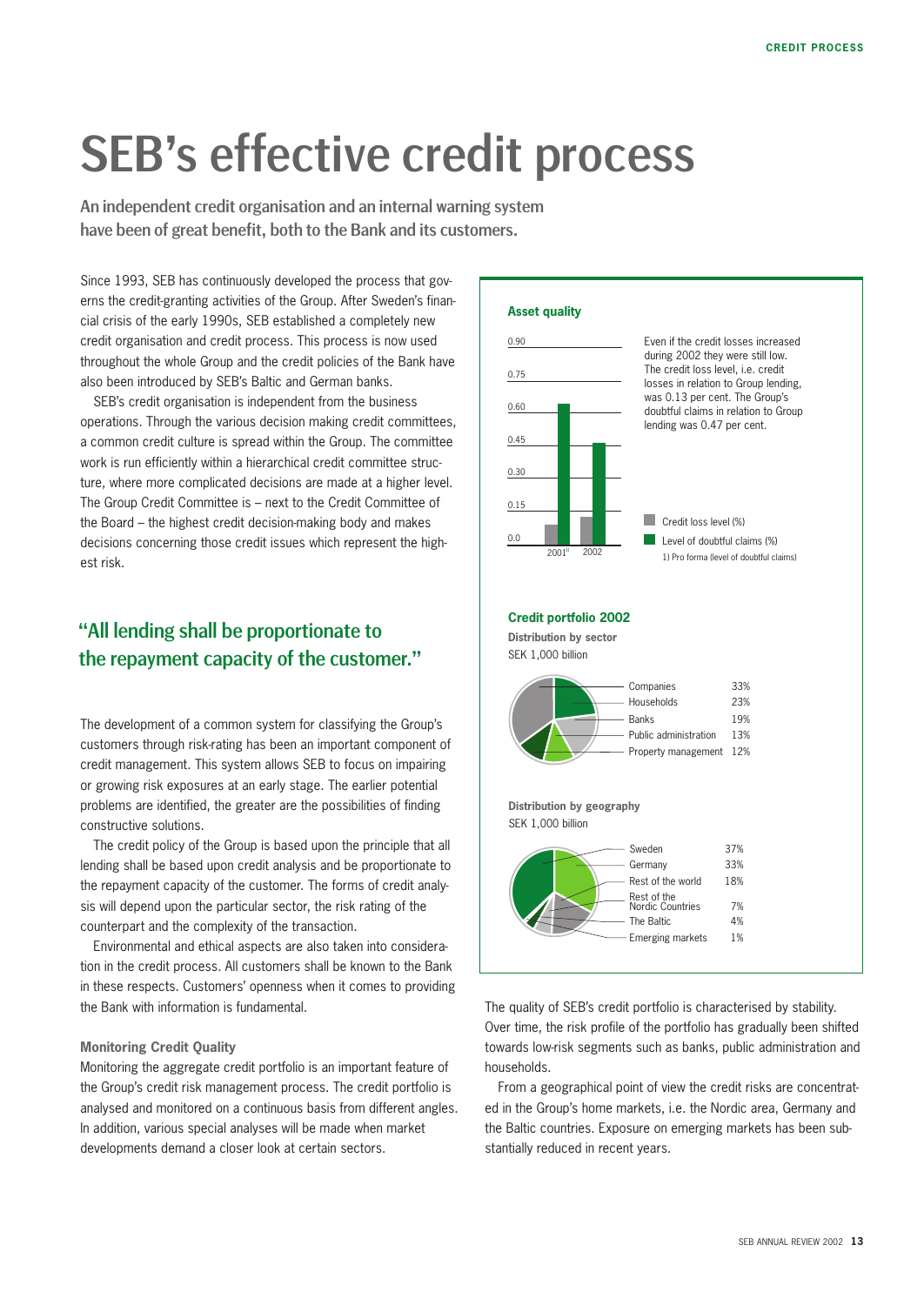# SEB's effective credit process

**An independent credit organisation and an internal warning system have been of great benefit, both to the Bank and its customers.**

Since 1993, SEB has continuously developed the process that governs the credit-granting activities of the Group. After Sweden's financial crisis of the early 1990s, SEB established a completely new credit organisation and credit process. This process is now used throughout the whole Group and the credit policies of the Bank have also been introduced by SEB's Baltic and German banks.

SEB's credit organisation is independent from the business operations. Through the various decision making credit committees, a common credit culture is spread within the Group. The committee work is run efficiently within a hierarchical credit committee structure, where more complicated decisions are made at a higher level. The Group Credit Committee is – next to the Credit Committee of the Board – the highest credit decision-making body and makes decisions concerning those credit issues which represent the highest risk.

## "All lending shall be proportionate to the repayment capacity of the customer."

The development of a common system for classifying the Group's customers through risk-rating has been an important component of credit management. This system allows SEB to focus on impairing or growing risk exposures at an early stage. The earlier potential problems are identified, the greater are the possibilities of finding constructive solutions.

The credit policy of the Group is based upon the principle that all lending shall be based upon credit analysis and be proportionate to the repayment capacity of the customer. The forms of credit analysis will depend upon the particular sector, the risk rating of the counterpart and the complexity of the transaction.

Environmental and ethical aspects are also taken into consideration in the credit process. All customers shall be known to the Bank in these respects. Customers' openness when it comes to providing the Bank with information is fundamental.

### Monitoring Credit Quality

Monitoring the aggregate credit portfolio is an important feature of the Group's credit risk management process. The credit portfolio is analysed and monitored on a continuous basis from different angles. In addition, various special analyses will be made when market developments demand a closer look at certain sectors.

**Asset quality**

Even if the credit losses increased during 2002 they were still low. The credit loss level, i.e. credit losses in relation to Group lending, was 0.13 per cent. The Group's doubtful claims in relation to Group lending was 0.47 per cent.

| | 2001[1] | 2002 |
|---|---|---|
| Credit loss level (%) | | 0.13 |
| Level of doubtful claims (%) | | 0.47 |

1) Pro forma (level of doubtful claims)

**Credit portfolio 2002**

**Distribution by sector**
SEK 1,000 billion

| Sector | Share |
|---|---|
| Companies | 33% |
| Households | 23% |
| Banks | 19% |
| Public administration | 13% |
| Property management | 12% |

**Distribution by geography**
SEK 1,000 billion

| Region | Share |
|---|---|
| Sweden | 37% |
| Germany | 33% |
| Rest of the world | 18% |
| Rest of the Nordic Countries | 7% |
| The Baltic | 4% |
| Emerging markets | 1% |

The quality of SEB's credit portfolio is characterised by stability. Over time, the risk profile of the portfolio has gradually been shifted towards low-risk segments such as banks, public administration and households.

From a geographical point of view the credit risks are concentrated in the Group's home markets, i.e. the Nordic area, Germany and the Baltic countries. Exposure on emerging markets has been substantially reduced in recent years.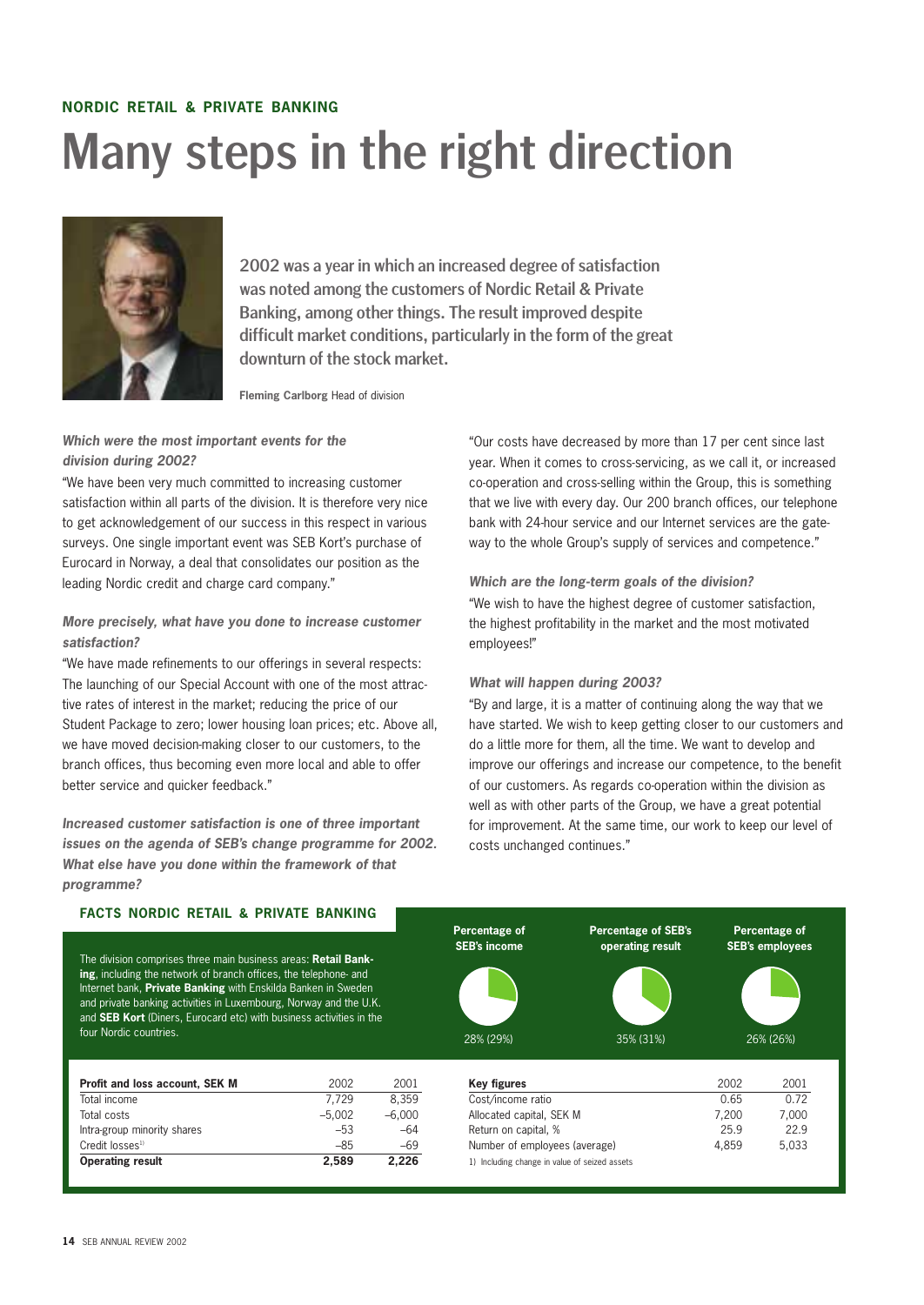NORDIC RETAIL & PRIVATE BANKING

# Many steps in the right direction

**2002 was a year in which an increased degree of satisfaction was noted among the customers of Nordic Retail & Private Banking, among other things. The result improved despite difficult market conditions, particularly in the form of the great downturn of the stock market.**

**Fleming Carlborg** Head of division

***Which were the most important events for the division during 2002?***

"We have been very much committed to increasing customer satisfaction within all parts of the division. It is therefore very nice to get acknowledgement of our success in this respect in various surveys. One single important event was SEB Kort's purchase of Eurocard in Norway, a deal that consolidates our position as the leading Nordic credit and charge card company."

***More precisely, what have you done to increase customer satisfaction?***

"We have made refinements to our offerings in several respects: The launching of our Special Account with one of the most attractive rates of interest in the market; reducing the price of our Student Package to zero; lower housing loan prices; etc. Above all, we have moved decision-making closer to our customers, to the branch offices, thus becoming even more local and able to offer better service and quicker feedback."

***Increased customer satisfaction is one of three important issues on the agenda of SEB's change programme for 2002. What else have you done within the framework of that programme?***

"Our costs have decreased by more than 17 per cent since last year. When it comes to cross-servicing, as we call it, or increased co-operation and cross-selling within the Group, this is something that we live with every day. Our 200 branch offices, our telephone bank with 24-hour service and our Internet services are the gateway to the whole Group's supply of services and competence."

***Which are the long-term goals of the division?***

"We wish to have the highest degree of customer satisfaction, the highest profitability in the market and the most motivated employees!"

***What will happen during 2003?***

"By and large, it is a matter of continuing along the way that we have started. We wish to keep getting closer to our customers and do a little more for them, all the time. We want to develop and improve our offerings and increase our competence, to the benefit of our customers. As regards co-operation within the division as well as with other parts of the Group, we have a great potential for improvement. At the same time, our work to keep our level of costs unchanged continues."

## FACTS NORDIC RETAIL & PRIVATE BANKING

The division comprises three main business areas: **Retail Banking**, including the network of branch offices, the telephone- and Internet bank, **Private Banking** with Enskilda Banken in Sweden and private banking activities in Luxembourg, Norway and the U.K. and **SEB Kort** (Diners, Eurocard etc) with business activities in the four Nordic countries.

| Percentage of SEB's income | Percentage of SEB's operating result | Percentage of SEB's employees |
|---|---|---|
| 28% (29%) | 35% (31%) | 26% (26%) |

| Profit and loss account, SEK M | 2002 | 2001 |
|---|---|---|
| Total income | 7,729 | 8,359 |
| Total costs | –5,002 | –6,000 |
| Intra-group minority shares | –53 | –64 |
| Credit losses[1] | –85 | –69 |
| **Operating result** | **2,589** | **2,226** |

| Key figures | 2002 | 2001 |
|---|---|---|
| Cost/income ratio | 0.65 | 0.72 |
| Allocated capital, SEK M | 7,200 | 7,000 |
| Return on capital, % | 25.9 | 22.9 |
| Number of employees (average) | 4,859 | 5,033 |

1) Including change in value of seized assets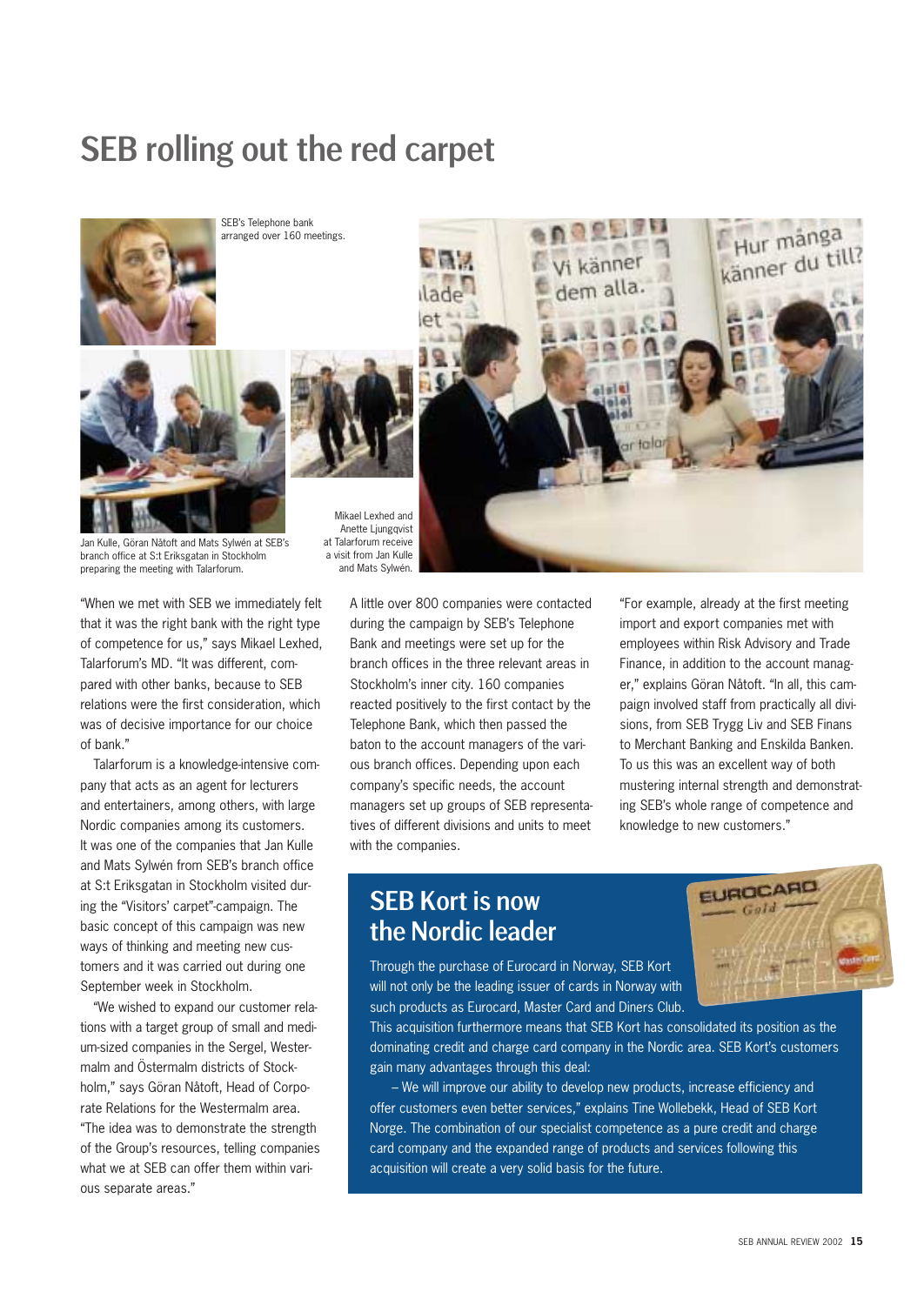# SEB rolling out the red carpet

SEB's Telephone bank arranged over 160 meetings.

Jan Kulle, Göran Nåtoft and Mats Sylwén at SEB's branch office at S:t Eriksgatan in Stockholm preparing the meeting with Talarforum.

Mikael Lexhed and Anette Ljungqvist at Talarforum receive a visit from Jan Kulle and Mats Sylwén.

"When we met with SEB we immediately felt that it was the right bank with the right type of competence for us," says Mikael Lexhed, Talarforum's MD. "It was different, compared with other banks, because to SEB relations were the first consideration, which was of decisive importance for our choice of bank."

Talarforum is a knowledge-intensive company that acts as an agent for lecturers and entertainers, among others, with large Nordic companies among its customers. It was one of the companies that Jan Kulle and Mats Sylwén from SEB's branch office at S:t Eriksgatan in Stockholm visited during the "Visitors' carpet"-campaign. The basic concept of this campaign was new ways of thinking and meeting new customers and it was carried out during one September week in Stockholm.

"We wished to expand our customer relations with a target group of small and medium-sized companies in the Sergel, Westermalm and Östermalm districts of Stockholm," says Göran Nåtoft, Head of Corporate Relations for the Westermalm area. "The idea was to demonstrate the strength of the Group's resources, telling companies what we at SEB can offer them within various separate areas."

A little over 800 companies were contacted during the campaign by SEB's Telephone Bank and meetings were set up for the branch offices in the three relevant areas in Stockholm's inner city. 160 companies reacted positively to the first contact by the Telephone Bank, which then passed the baton to the account managers of the various branch offices. Depending upon each company's specific needs, the account managers set up groups of SEB representatives of different divisions and units to meet with the companies.

"For example, already at the first meeting import and export companies met with employees within Risk Advisory and Trade Finance, in addition to the account manager," explains Göran Nåtoft. "In all, this campaign involved staff from practically all divisions, from SEB Trygg Liv and SEB Finans to Merchant Banking and Enskilda Banken. To us this was an excellent way of both mustering internal strength and demonstrating SEB's whole range of competence and knowledge to new customers."

## SEB Kort is now the Nordic leader

Through the purchase of Eurocard in Norway, SEB Kort will not only be the leading issuer of cards in Norway with such products as Eurocard, Master Card and Diners Club. This acquisition furthermore means that SEB Kort has consolidated its position as the dominating credit and charge card company in the Nordic area. SEB Kort's customers gain many advantages through this deal:

– We will improve our ability to develop new products, increase efficiency and offer customers even better services," explains Tine Wollebekk, Head of SEB Kort Norge. The combination of our specialist competence as a pure credit and charge card company and the expanded range of products and services following this acquisition will create a very solid basis for the future.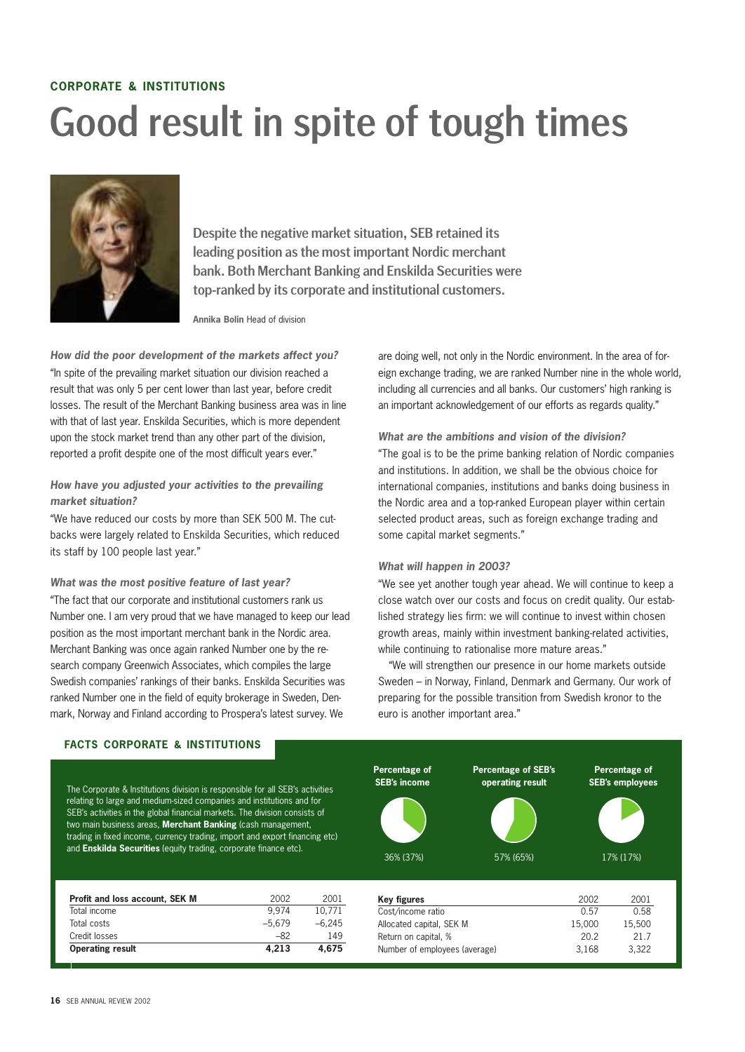**CORPORATE & INSTITUTIONS**

# Good result in spite of tough times

**Despite the negative market situation, SEB retained its leading position as the most important Nordic merchant bank. Both Merchant Banking and Enskilda Securities were top-ranked by its corporate and institutional customers.**

**Annika Bolin** Head of division

***How did the poor development of the markets affect you?***

"In spite of the prevailing market situation our division reached a result that was only 5 per cent lower than last year, before credit losses. The result of the Merchant Banking business area was in line with that of last year. Enskilda Securities, which is more dependent upon the stock market trend than any other part of the division, reported a profit despite one of the most difficult years ever."

***How have you adjusted your activities to the prevailing market situation?***

"We have reduced our costs by more than SEK 500 M. The cutbacks were largely related to Enskilda Securities, which reduced its staff by 100 people last year."

***What was the most positive feature of last year?***

"The fact that our corporate and institutional customers rank us Number one. I am very proud that we have managed to keep our lead position as the most important merchant bank in the Nordic area. Merchant Banking was once again ranked Number one by the research company Greenwich Associates, which compiles the large Swedish companies' rankings of their banks. Enskilda Securities was ranked Number one in the field of equity brokerage in Sweden, Denmark, Norway and Finland according to Prospera's latest survey. We are doing well, not only in the Nordic environment. In the area of foreign exchange trading, we are ranked Number nine in the whole world, including all currencies and all banks. Our customers' high ranking is an important acknowledgement of our efforts as regards quality."

***What are the ambitions and vision of the division?***

"The goal is to be the prime banking relation of Nordic companies and institutions. In addition, we shall be the obvious choice for international companies, institutions and banks doing business in the Nordic area and a top-ranked European player within certain selected product areas, such as foreign exchange trading and some capital market segments."

***What will happen in 2003?***

"We see yet another tough year ahead. We will continue to keep a close watch over our costs and focus on credit quality. Our established strategy lies firm: we will continue to invest within chosen growth areas, mainly within investment banking-related activities, while continuing to rationalise more mature areas."

"We will strengthen our presence in our home markets outside Sweden – in Norway, Finland, Denmark and Germany. Our work of preparing for the possible transition from Swedish kronor to the euro is another important area."

## FACTS CORPORATE & INSTITUTIONS

The Corporate & Institutions division is responsible for all SEB's activities relating to large and medium-sized companies and institutions and for SEB's activities in the global financial markets. The division consists of two main business areas, **Merchant Banking** (cash management, trading in fixed income, currency trading, import and export financing etc) and **Enskilda Securities** (equity trading, corporate finance etc).

| Percentage of SEB's income | Percentage of SEB's operating result | Percentage of SEB's employees |
|---|---|---|
| 36% (37%) | 57% (65%) | 17% (17%) |

| Profit and loss account, SEK M | 2002 | 2001 |
|---|---|---|
| Total income | 9,974 | 10,771 |
| Total costs | –5,679 | –6,245 |
| Credit losses | –82 | 149 |
| **Operating result** | **4,213** | **4,675** |

| Key figures | 2002 | 2001 |
|---|---|---|
| Cost/income ratio | 0.57 | 0.58 |
| Allocated capital, SEK M | 15,000 | 15,500 |
| Return on capital, % | 20.2 | 21.7 |
| Number of employees (average) | 3,168 | 3,322 |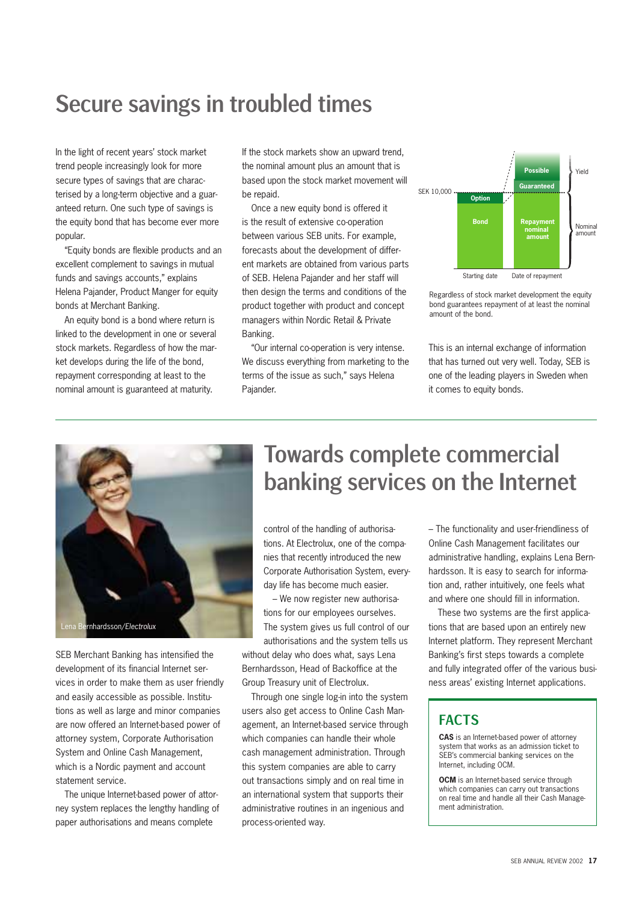# Secure savings in troubled times

In the light of recent years' stock market trend people increasingly look for more secure types of savings that are characterised by a long-term objective and a guaranteed return. One such type of savings is the equity bond that has become ever more popular.

"Equity bonds are flexible products and an excellent complement to savings in mutual funds and savings accounts," explains Helena Pajander, Product Manger for equity bonds at Merchant Banking.

An equity bond is a bond where return is linked to the development in one or several stock markets. Regardless of how the market develops during the life of the bond, repayment corresponding at least to the nominal amount is guaranteed at maturity.

If the stock markets show an upward trend, the nominal amount plus an amount that is based upon the stock market movement will be repaid.

Once a new equity bond is offered it is the result of extensive co-operation between various SEB units. For example, forecasts about the development of different markets are obtained from various parts of SEB. Helena Pajander and her staff will then design the terms and conditions of the product together with product and concept managers within Nordic Retail & Private Banking.

"Our internal co-operation is very intense. We discuss everything from marketing to the terms of the issue as such," says Helena Pajander.

SEK 10,000 — Option / Bond — Starting date; Possible / Guaranteed / Repayment nominal amount — Date of repayment; Yield; Nominal amount

Regardless of stock market development the equity bond guarantees repayment of at least the nominal amount of the bond.

This is an internal exchange of information that has turned out very well. Today, SEB is one of the leading players in Sweden when it comes to equity bonds.

# Towards complete commercial banking services on the Internet

Lena Bernhardsson/*Electrolux*

SEB Merchant Banking has intensified the development of its financial Internet services in order to make them as user friendly and easily accessible as possible. Institutions as well as large and minor companies are now offered an Internet-based power of attorney system, Corporate Authorisation System and Online Cash Management, which is a Nordic payment and account statement service.

The unique Internet-based power of attorney system replaces the lengthy handling of paper authorisations and means complete control of the handling of authorisations. At Electrolux, one of the companies that recently introduced the new Corporate Authorisation System, everyday life has become much easier.

– We now register new authorisations for our employees ourselves. The system gives us full control of our authorisations and the system tells us without delay who does what, says Lena Bernhardsson, Head of Backoffice at the Group Treasury unit of Electrolux.

Through one single log-in into the system users also get access to Online Cash Management, an Internet-based service through which companies can handle their whole cash management administration. Through this system companies are able to carry out transactions simply and on real time in an international system that supports their administrative routines in an ingenious and process-oriented way.

– The functionality and user-friendliness of Online Cash Management facilitates our administrative handling, explains Lena Bernhardsson. It is easy to search for information and, rather intuitively, one feels what and where one should fill in information.

These two systems are the first applications that are based upon an entirely new Internet platform. They represent Merchant Banking's first steps towards a complete and fully integrated offer of the various business areas' existing Internet applications.

## FACTS

**CAS** is an Internet-based power of attorney system that works as an admission ticket to SEB's commercial banking services on the Internet, including OCM.

**OCM** is an Internet-based service through which companies can carry out transactions on real time and handle all their Cash Management administration.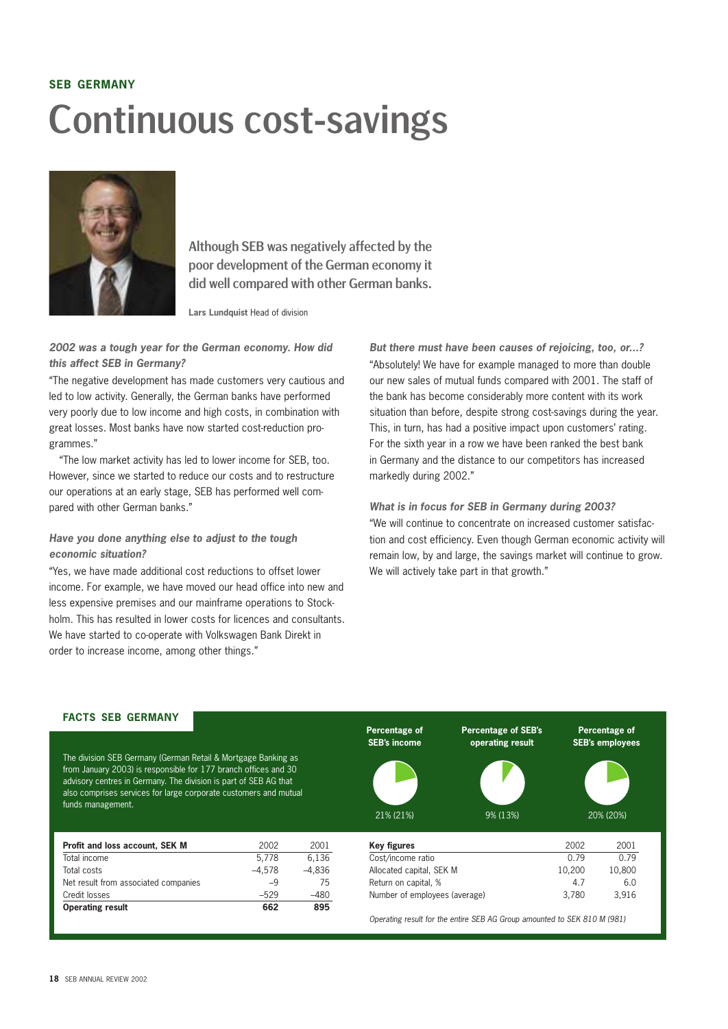**SEB GERMANY**

# Continuous cost-savings

**Although SEB was negatively affected by the poor development of the German economy it did well compared with other German banks.**

**Lars Lundquist** Head of division

***2002 was a tough year for the German economy. How did this affect SEB in Germany?***

"The negative development has made customers very cautious and led to low activity. Generally, the German banks have performed very poorly due to low income and high costs, in combination with great losses. Most banks have now started cost-reduction programmes."

"The low market activity has led to lower income for SEB, too. However, since we started to reduce our costs and to restructure our operations at an early stage, SEB has performed well compared with other German banks."

***Have you done anything else to adjust to the tough economic situation?***

"Yes, we have made additional cost reductions to offset lower income. For example, we have moved our head office into new and less expensive premises and our mainframe operations to Stockholm. This has resulted in lower costs for licences and consultants. We have started to co-operate with Volkswagen Bank Direkt in order to increase income, among other things."

***But there must have been causes of rejoicing, too, or...?***

"Absolutely! We have for example managed to more than double our new sales of mutual funds compared with 2001. The staff of the bank has become considerably more content with its work situation than before, despite strong cost-savings during the year. This, in turn, has had a positive impact upon customers' rating. For the sixth year in a row we have been ranked the best bank in Germany and the distance to our competitors has increased markedly during 2002."

***What is in focus for SEB in Germany during 2003?***

"We will continue to concentrate on increased customer satisfaction and cost efficiency. Even though German economic activity will remain low, by and large, the savings market will continue to grow. We will actively take part in that growth."

## FACTS SEB GERMANY

The division SEB Germany (German Retail & Mortgage Banking as from January 2003) is responsible for 177 branch offices and 30 advisory centres in Germany. The division is part of SEB AG that also comprises services for large corporate customers and mutual funds management.

| Percentage of SEB's income | Percentage of SEB's operating result | Percentage of SEB's employees |
|---|---|---|
| 21% (21%) | 9% (13%) | 20% (20%) |

| Profit and loss account, SEK M | 2002 | 2001 |
|---|---|---|
| Total income | 5,778 | 6,136 |
| Total costs | –4,578 | –4,836 |
| Net result from associated companies | –9 | 75 |
| Credit losses | –529 | –480 |
| **Operating result** | **662** | **895** |

| Key figures | 2002 | 2001 |
|---|---|---|
| Cost/income ratio | 0.79 | 0.79 |
| Allocated capital, SEK M | 10,200 | 10,800 |
| Return on capital, % | 4.7 | 6.0 |
| Number of employees (average) | 3,780 | 3,916 |

*Operating result for the entire SEB AG Group amounted to SEK 810 M (981)*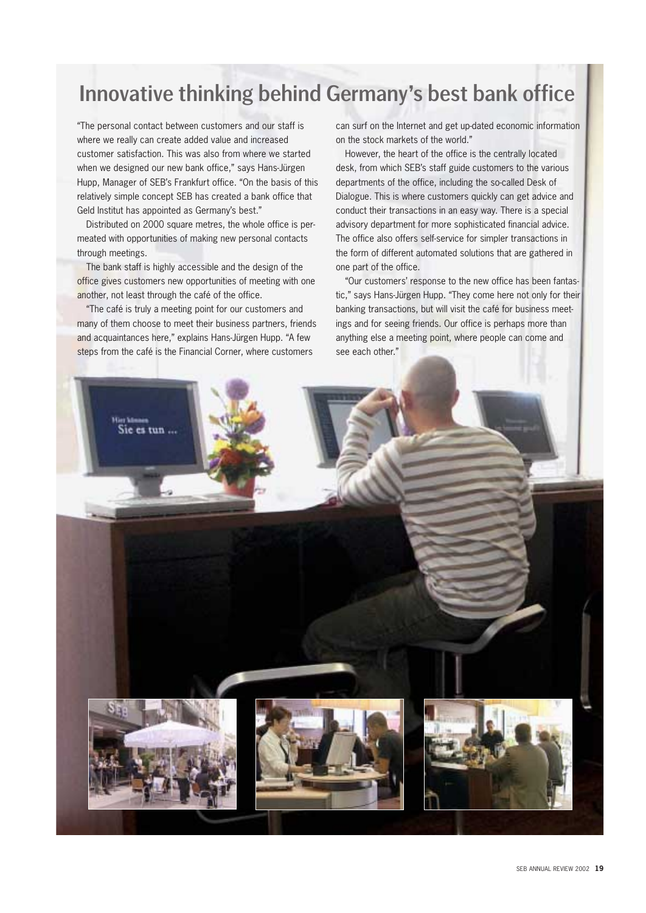# Innovative thinking behind Germany's best bank office

"The personal contact between customers and our staff is where we really can create added value and increased customer satisfaction. This was also from where we started when we designed our new bank office," says Hans-Jürgen Hupp, Manager of SEB's Frankfurt office. "On the basis of this relatively simple concept SEB has created a bank office that Geld Institut has appointed as Germany's best."

Distributed on 2000 square metres, the whole office is permeated with opportunities of making new personal contacts through meetings.

The bank staff is highly accessible and the design of the office gives customers new opportunities of meeting with one another, not least through the café of the office.

"The café is truly a meeting point for our customers and many of them choose to meet their business partners, friends and acquaintances here," explains Hans-Jürgen Hupp. "A few steps from the café is the Financial Corner, where customers can surf on the Internet and get up-dated economic information on the stock markets of the world."

However, the heart of the office is the centrally located desk, from which SEB's staff guide customers to the various departments of the office, including the so-called Desk of Dialogue. This is where customers quickly can get advice and conduct their transactions in an easy way. There is a special advisory department for more sophisticated financial advice. The office also offers self-service for simpler transactions in the form of different automated solutions that are gathered in one part of the office.

"Our customers' response to the new office has been fantastic," says Hans-Jürgen Hupp. "They come here not only for their banking transactions, but will visit the café for business meetings and for seeing friends. Our office is perhaps more than anything else a meeting point, where people can come and see each other."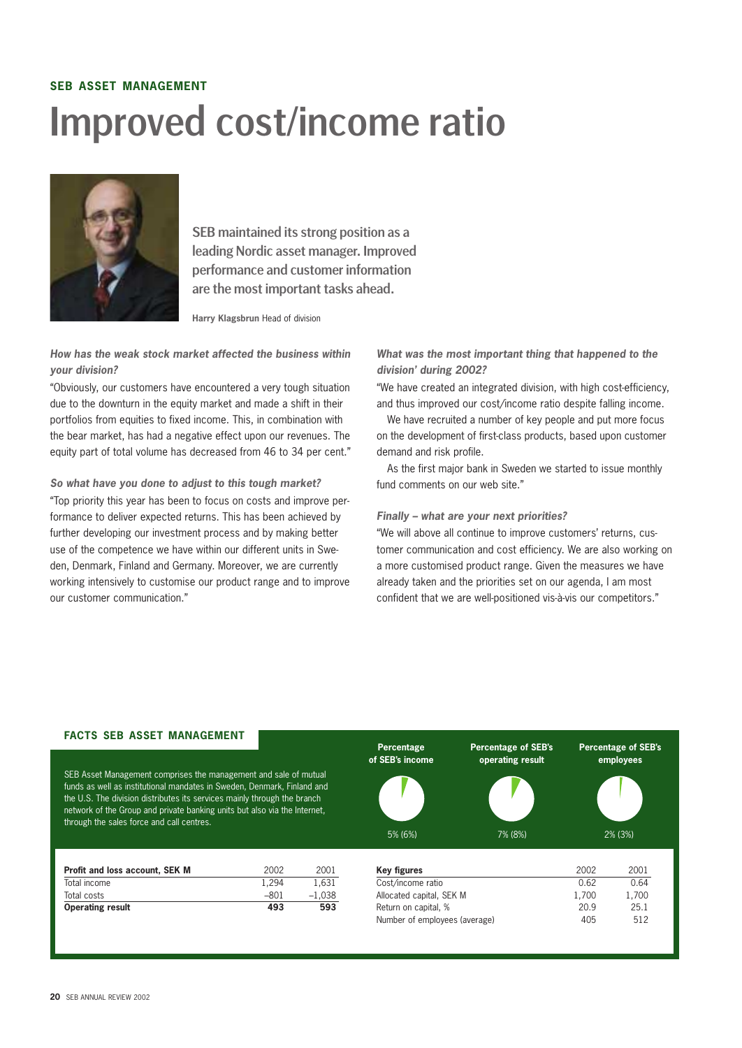**SEB ASSET MANAGEMENT**

# Improved cost/income ratio

**SEB maintained its strong position as a leading Nordic asset manager. Improved performance and customer information are the most important tasks ahead.**

**Harry Klagsbrun** Head of division

***How has the weak stock market affected the business within your division?***

"Obviously, our customers have encountered a very tough situation due to the downturn in the equity market and made a shift in their portfolios from equities to fixed income. This, in combination with the bear market, has had a negative effect upon our revenues. The equity part of total volume has decreased from 46 to 34 per cent."

***So what have you done to adjust to this tough market?***

"Top priority this year has been to focus on costs and improve performance to deliver expected returns. This has been achieved by further developing our investment process and by making better use of the competence we have within our different units in Sweden, Denmark, Finland and Germany. Moreover, we are currently working intensively to customise our product range and to improve our customer communication."

***What was the most important thing that happened to the division' during 2002?***

"We have created an integrated division, with high cost-efficiency, and thus improved our cost/income ratio despite falling income.

We have recruited a number of key people and put more focus on the development of first-class products, based upon customer demand and risk profile.

As the first major bank in Sweden we started to issue monthly fund comments on our web site."

***Finally – what are your next priorities?***

"We will above all continue to improve customers' returns, customer communication and cost efficiency. We are also working on a more customised product range. Given the measures we have already taken and the priorities set on our agenda, I am most confident that we are well-positioned vis-à-vis our competitors."

## FACTS SEB ASSET MANAGEMENT

SEB Asset Management comprises the management and sale of mutual funds as well as institutional mandates in Sweden, Denmark, Finland and the U.S. The division distributes its services mainly through the branch network of the Group and private banking units but also via the Internet, through the sales force and call centres.

| Percentage of SEB's income | Percentage of SEB's operating result | Percentage of SEB's employees |
|---|---|---|
| 5% (6%) | 7% (8%) | 2% (3%) |

| **Profit and loss account, SEK M** | 2002 | 2001 |
|---|---|---|
| Total income | 1,294 | 1,631 |
| Total costs | –801 | –1,038 |
| **Operating result** | **493** | **593** |

| **Key figures** | 2002 | 2001 |
|---|---|---|
| Cost/income ratio | 0.62 | 0.64 |
| Allocated capital, SEK M | 1,700 | 1,700 |
| Return on capital, % | 20.9 | 25.1 |
| Number of employees (average) | 405 | 512 |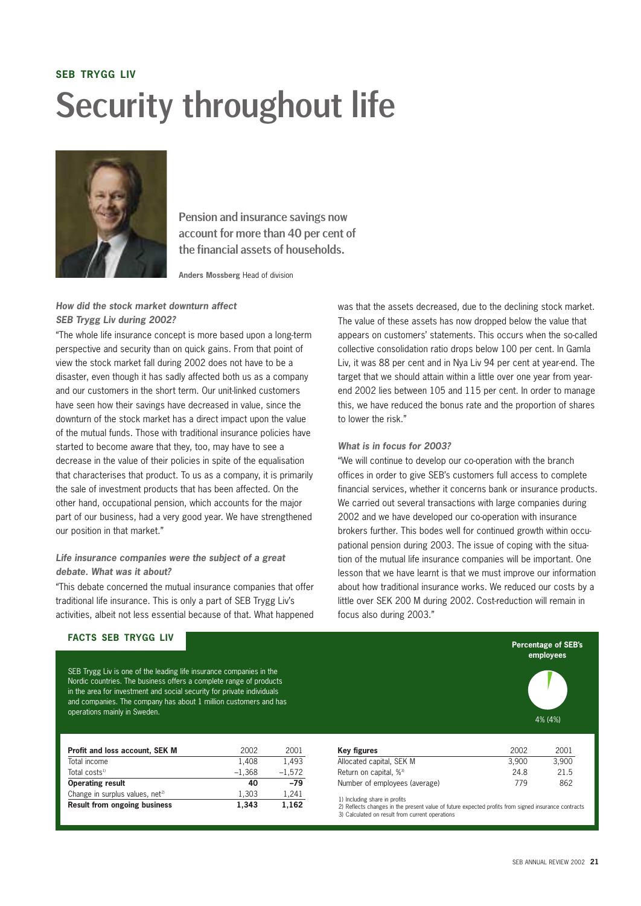**SEB TRYGG LIV**

# Security throughout life

**Pension and insurance savings now account for more than 40 per cent of the financial assets of households.**

**Anders Mossberg** Head of division

***How did the stock market downturn affect SEB Trygg Liv during 2002?***

"The whole life insurance concept is more based upon a long-term perspective and security than on quick gains. From that point of view the stock market fall during 2002 does not have to be a disaster, even though it has sadly affected both us as a company and our customers in the short term. Our unit-linked customers have seen how their savings have decreased in value, since the downturn of the stock market has a direct impact upon the value of the mutual funds. Those with traditional insurance policies have started to become aware that they, too, may have to see a decrease in the value of their policies in spite of the equalisation that characterises that product. To us as a company, it is primarily the sale of investment products that has been affected. On the other hand, occupational pension, which accounts for the major part of our business, had a very good year. We have strengthened our position in that market."

***Life insurance companies were the subject of a great debate. What was it about?***

"This debate concerned the mutual insurance companies that offer traditional life insurance. This is only a part of SEB Trygg Liv's activities, albeit not less essential because of that. What happened was that the assets decreased, due to the declining stock market. The value of these assets has now dropped below the value that appears on customers' statements. This occurs when the so-called collective consolidation ratio drops below 100 per cent. In Gamla Liv, it was 88 per cent and in Nya Liv 94 per cent at year-end. The target that we should attain within a little over one year from year-end 2002 lies between 105 and 115 per cent. In order to manage this, we have reduced the bonus rate and the proportion of shares to lower the risk."

***What is in focus for 2003?***

"We will continue to develop our co-operation with the branch offices in order to give SEB's customers full access to complete financial services, whether it concerns bank or insurance products. We carried out several transactions with large companies during 2002 and we have developed our co-operation with insurance brokers further. This bodes well for continued growth within occupational pension during 2003. The issue of coping with the situation of the mutual life insurance companies will be important. One lesson that we have learnt is that we must improve our information about how traditional insurance works. We reduced our costs by a little over SEK 200 M during 2002. Cost-reduction will remain in focus also during 2003."

## FACTS SEB TRYGG LIV

SEB Trygg Liv is one of the leading life insurance companies in the Nordic countries. The business offers a complete range of products in the area for investment and social security for private individuals and companies. The company has about 1 million customers and has operations mainly in Sweden.

**Percentage of SEB's employees**

4% (4%)

| **Profit and loss account, SEK M** | 2002 | 2001 |
|---|---|---|
| Total income | 1,408 | 1,493 |
| Total costs[1] | –1,368 | –1,572 |
| **Operating result** | **40** | **–79** |
| Change in surplus values, net[2] | 1,303 | 1,241 |
| **Result from ongoing business** | **1,343** | **1,162** |

| **Key figures** | 2002 | 2001 |
|---|---|---|
| Allocated capital, SEK M | 3,900 | 3,900 |
| Return on capital, %[3] | 24.8 | 21.5 |
| Number of employees (average) | 779 | 862 |

1) Including share in profits
2) Reflects changes in the present value of future expected profits from signed insurance contracts
3) Calculated on result from current operations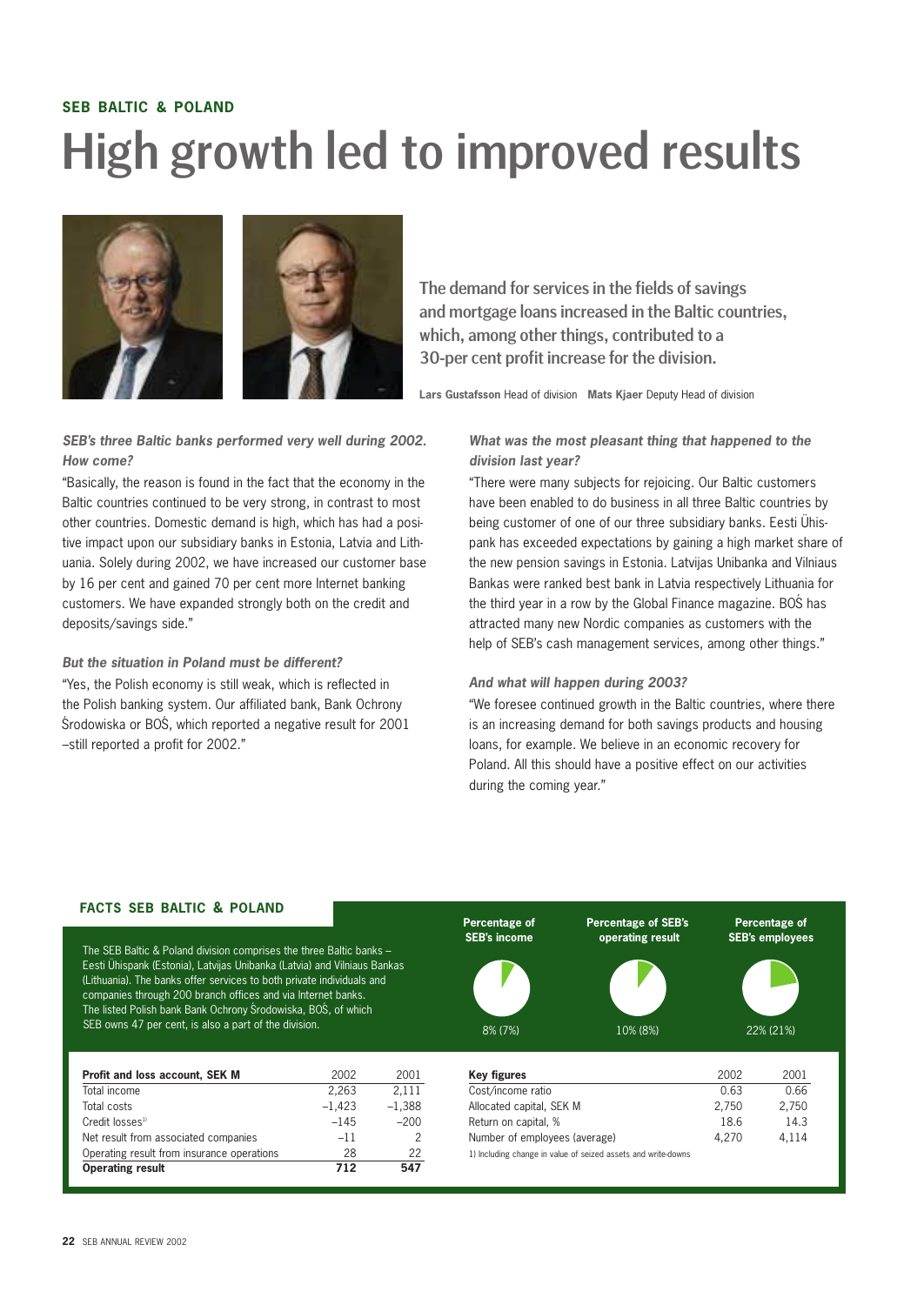**SEB BALTIC & POLAND**

# High growth led to improved results

The demand for services in the fields of savings and mortgage loans increased in the Baltic countries, which, among other things, contributed to a 30-per cent profit increase for the division.

**Lars Gustafsson** Head of division **Mats Kjaer** Deputy Head of division

***SEB's three Baltic banks performed very well during 2002. How come?***

"Basically, the reason is found in the fact that the economy in the Baltic countries continued to be very strong, in contrast to most other countries. Domestic demand is high, which has had a positive impact upon our subsidiary banks in Estonia, Latvia and Lithuania. Solely during 2002, we have increased our customer base by 16 per cent and gained 70 per cent more Internet banking customers. We have expanded strongly both on the credit and deposits/savings side."

***But the situation in Poland must be different?***

"Yes, the Polish economy is still weak, which is reflected in the Polish banking system. Our affiliated bank, Bank Ochrony Środowiska or BOŚ, which reported a negative result for 2001 –still reported a profit for 2002."

***What was the most pleasant thing that happened to the division last year?***

"There were many subjects for rejoicing. Our Baltic customers have been enabled to do business in all three Baltic countries by being customer of one of our three subsidiary banks. Eesti Ühispank has exceeded expectations by gaining a high market share of the new pension savings in Estonia. Latvijas Unibanka and Vilniaus Bankas were ranked best bank in Latvia respectively Lithuania for the third year in a row by the Global Finance magazine. BOŚ has attracted many new Nordic companies as customers with the help of SEB's cash management services, among other things."

***And what will happen during 2003?***

"We foresee continued growth in the Baltic countries, where there is an increasing demand for both savings products and housing loans, for example. We believe in an economic recovery for Poland. All this should have a positive effect on our activities during the coming year."

## FACTS SEB BALTIC & POLAND

The SEB Baltic & Poland division comprises the three Baltic banks – Eesti Ühispank (Estonia), Latvijas Unibanka (Latvia) and Vilniaus Bankas (Lithuania). The banks offer services to both private individuals and companies through 200 branch offices and via Internet banks. The listed Polish bank Bank Ochrony Środowiska, BOŚ, of which SEB owns 47 per cent, is also a part of the division.

| Percentage of SEB's income | Percentage of SEB's operating result | Percentage of SEB's employees |
|---|---|---|
| 8% (7%) | 10% (8%) | 22% (21%) |

| Profit and loss account, SEK M | 2002 | 2001 |
|---|---|---|
| Total income | 2,263 | 2,111 |
| Total costs | –1,423 | –1,388 |
| Credit losses[1] | –145 | –200 |
| Net result from associated companies | –11 | 2 |
| Operating result from insurance operations | 28 | 22 |
| **Operating result** | **712** | **547** |

| Key figures | 2002 | 2001 |
|---|---|---|
| Cost/income ratio | 0.63 | 0.66 |
| Allocated capital, SEK M | 2,750 | 2,750 |
| Return on capital, % | 18.6 | 14.3 |
| Number of employees (average) | 4,270 | 4,114 |

1) Including change in value of seized assets and write-downs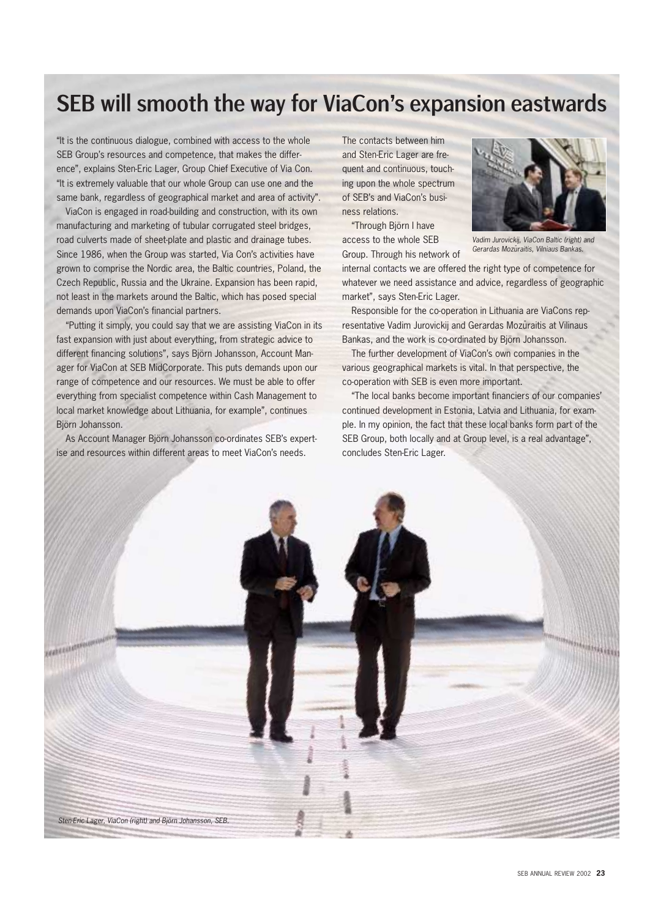# SEB will smooth the way for ViaCon's expansion eastwards

"It is the continuous dialogue, combined with access to the whole SEB Group's resources and competence, that makes the difference", explains Sten-Eric Lager, Group Chief Executive of Via Con. "It is extremely valuable that our whole Group can use one and the same bank, regardless of geographical market and area of activity".

ViaCon is engaged in road-building and construction, with its own manufacturing and marketing of tubular corrugated steel bridges, road culverts made of sheet-plate and plastic and drainage tubes. Since 1986, when the Group was started, Via Con's activities have grown to comprise the Nordic area, the Baltic countries, Poland, the Czech Republic, Russia and the Ukraine. Expansion has been rapid, not least in the markets around the Baltic, which has posed special demands upon ViaCon's financial partners.

"Putting it simply, you could say that we are assisting ViaCon in its fast expansion with just about everything, from strategic advice to different financing solutions", says Björn Johansson, Account Manager for ViaCon at SEB MidCorporate. This puts demands upon our range of competence and our resources. We must be able to offer everything from specialist competence within Cash Management to local market knowledge about Lithuania, for example", continues Björn Johansson.

As Account Manager Björn Johansson co-ordinates SEB's expertise and resources within different areas to meet ViaCon's needs.

The contacts between him and Sten-Eric Lager are frequent and continuous, touching upon the whole spectrum of SEB's and ViaCon's business relations.

"Through Björn I have access to the whole SEB Group. Through his network of internal contacts we are offered the right type of competence for whatever we need assistance and advice, regardless of geographic market", says Sten-Eric Lager.

*Vadim Jurovickij, ViaCon Baltic (right) and Gerardas Mozūraitis, Vilniaus Bankas.*

Responsible for the co-operation in Lithuania are ViaCons representative Vadim Jurovickij and Gerardas Mozūraitis at Vilinaus Bankas, and the work is co-ordinated by Björn Johansson.

The further development of ViaCon's own companies in the various geographical markets is vital. In that perspective, the co-operation with SEB is even more important.

"The local banks become important financiers of our companies' continued development in Estonia, Latvia and Lithuania, for example. In my opinion, the fact that these local banks form part of the SEB Group, both locally and at Group level, is a real advantage", concludes Sten-Eric Lager.

*Sten-Eric Lager, ViaCon (right) and Björn Johansson, SEB.*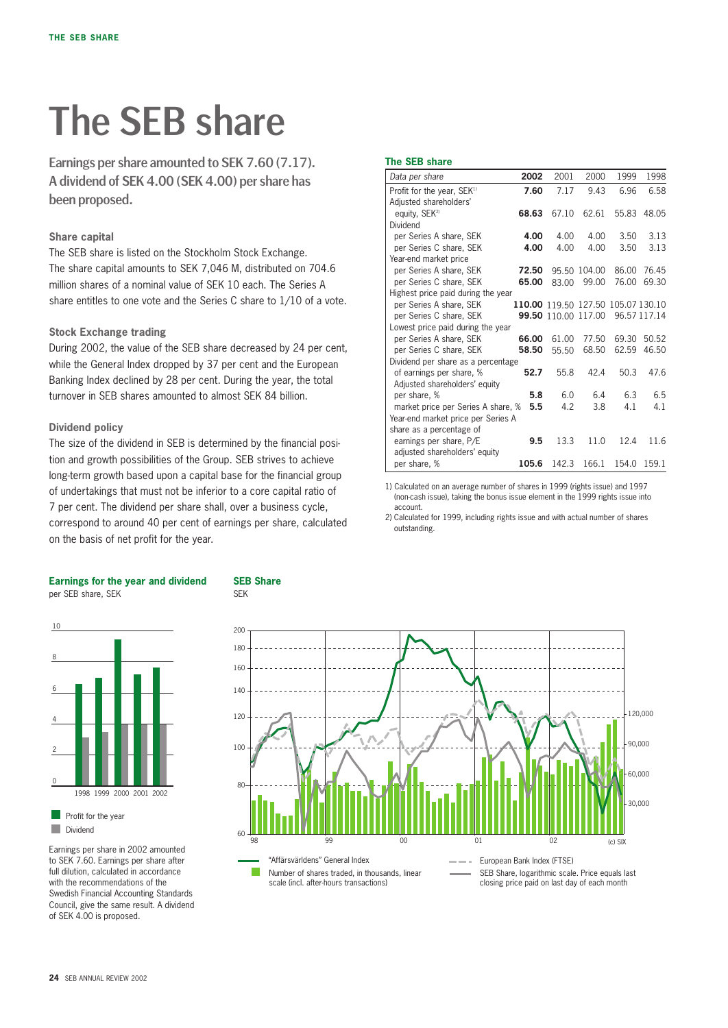// Note: charts on this page are not detected as images; their titles and legends are transcribed as text.
# The SEB share

**Earnings per share amounted to SEK 7.60 (7.17). A dividend of SEK 4.00 (SEK 4.00) per share has been proposed.**

### Share capital

The SEB share is listed on the Stockholm Stock Exchange. The share capital amounts to SEK 7,046 M, distributed on 704.6 million shares of a nominal value of SEK 10 each. The Series A share entitles to one vote and the Series C share to 1/10 of a vote.

### Stock Exchange trading

During 2002, the value of the SEB share decreased by 24 per cent, while the General Index dropped by 37 per cent and the European Banking Index declined by 28 per cent. During the year, the total turnover in SEB shares amounted to almost SEK 84 billion.

### Dividend policy

The size of the dividend in SEB is determined by the financial position and growth possibilities of the Group. SEB strives to achieve long-term growth based upon a capital base for the financial group of undertakings that must not be inferior to a core capital ratio of 7 per cent. The dividend per share shall, over a business cycle, correspond to around 40 per cent of earnings per share, calculated on the basis of net profit for the year.

### The SEB share

| *Data per share* | **2002** | 2001 | 2000 | 1999 | 1998 |
|---|---|---|---|---|---|
| Profit for the year, SEK[1] | **7.60** | 7.17 | 9.43 | 6.96 | 6.58 |
| Adjusted shareholders' equity, SEK[2] | **68.63** | 67.10 | 62.61 | 55.83 | 48.05 |
| Dividend | | | | | |
| per Series A share, SEK | **4.00** | 4.00 | 4.00 | 3.50 | 3.13 |
| per Series C share, SEK | **4.00** | 4.00 | 4.00 | 3.50 | 3.13 |
| Year-end market price | | | | | |
| per Series A share, SEK | **72.50** | 95.50 | 104.00 | 86.00 | 76.45 |
| per Series C share, SEK | **65.00** | 83.00 | 99.00 | 76.00 | 69.30 |
| Highest price paid during the year | | | | | |
| per Series A share, SEK | **110.00** | 119.50 | 127.50 | 105.07 | 130.10 |
| per Series C share, SEK | **99.50** | 110.00 | 117.00 | 96.57 | 117.14 |
| Lowest price paid during the year | | | | | |
| per Series A share, SEK | **66.00** | 61.00 | 77.50 | 69.30 | 50.52 |
| per Series C share, SEK | **58.50** | 55.50 | 68.50 | 62.59 | 46.50 |
| Dividend per share as a percentage of earnings per share, % | **52.7** | 55.8 | 42.4 | 50.3 | 47.6 |
| Adjusted shareholders' equity per share, % | **5.8** | 6.0 | 6.4 | 6.3 | 6.5 |
| market price per Series A share, % | **5.5** | 4.2 | 3.8 | 4.1 | 4.1 |
| Year-end market price per Series A share as a percentage of | | | | | |
| earnings per share, P/E | **9.5** | 13.3 | 11.0 | 12.4 | 11.6 |
| adjusted shareholders' equity per share, % | **105.6** | 142.3 | 166.1 | 154.0 | 159.1 |

1) Calculated on an average number of shares in 1999 (rights issue) and 1997 (non-cash issue), taking the bonus issue element in the 1999 rights issue into account.

2) Calculated for 1999, including rights issue and with actual number of shares outstanding.

**Earnings for the year and dividend**
per SEB share, SEK

Profit for the year
Dividend

Earnings per share in 2002 amounted to SEK 7.60. Earnings per share after full dilution, calculated in accordance with the recommendations of the Swedish Financial Accounting Standards Council, give the same result. A dividend of SEK 4.00 is proposed.

**SEB Share**
SEK

"Affärsvärldens" General Index
Number of shares traded, in thousands, linear scale (incl. after-hours transactions)
European Bank Index (FTSE)
SEB Share, logarithmic scale. Price equals last closing price paid on last day of each month

(c) SIX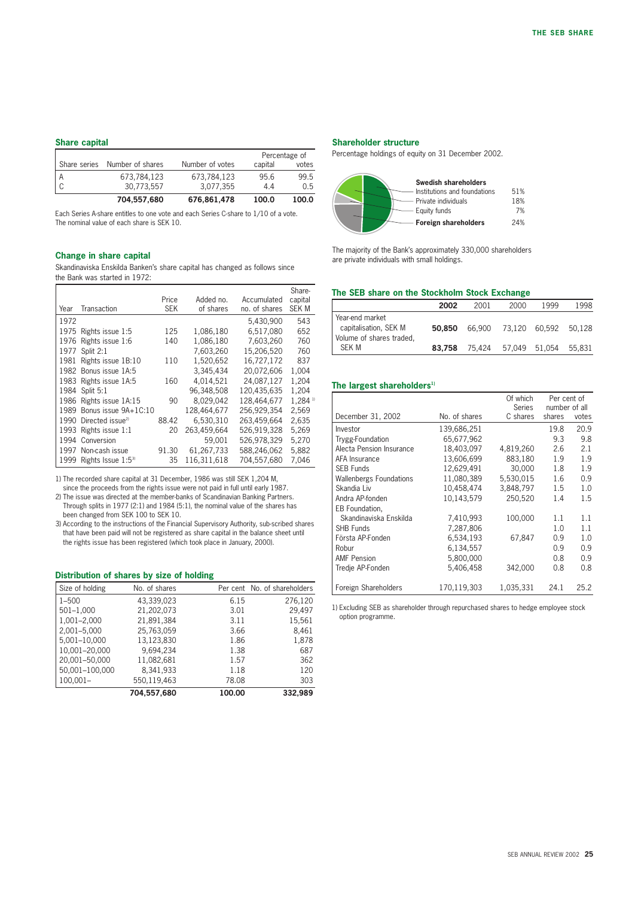## Share capital

| Share series | Number of shares | Number of votes | Percentage of capital | Percentage of votes |
|---|---|---|---|---|
| A | 673,784,123 | 673,784,123 | 95.6 | 99.5 |
| C | 30,773,557 | 3,077,355 | 4.4 | 0.5 |
| | **704,557,680** | **676,861,478** | **100.0** | **100.0** |

Each Series A-share entitles to one vote and each Series C-share to 1/10 of a vote. The nominal value of each share is SEK 10.

## Change in share capital

Skandinaviska Enskilda Banken's share capital has changed as follows since the Bank was started in 1972:

| Year | Transaction | Price SEK | Added no. of shares | Accumulated no. of shares | Share-capital SEK M |
|---|---|---|---|---|---|
| 1972 | | | | 5,430,900 | 543 |
| 1975 | Rights issue 1:5 | 125 | 1,086,180 | 6,517,080 | 652 |
| 1976 | Rights issue 1:6 | 140 | 1,086,180 | 7,603,260 | 760 |
| 1977 | Split 2:1 | | 7,603,260 | 15,206,520 | 760 |
| 1981 | Rights issue 1B:10 | 110 | 1,520,652 | 16,727,172 | 837 |
| 1982 | Bonus issue 1A:5 | | 3,345,434 | 20,072,606 | 1,004 |
| 1983 | Rights issue 1A:5 | 160 | 4,014,521 | 24,087,127 | 1,204 |
| 1984 | Split 5:1 | | 96,348,508 | 120,435,635 | 1,204 |
| 1986 | Rights issue 1A:15 | 90 | 8,029,042 | 128,464,677 | 1,284 [1] |
| 1989 | Bonus issue 9A+1C:10 | | 128,464,677 | 256,929,354 | 2,569 |
| 1990 | Directed issue[2] | 88.42 | 6,530,310 | 263,459,664 | 2,635 |
| 1993 | Rights issue 1:1 | 20 | 263,459,664 | 526,919,328 | 5,269 |
| 1994 | Conversion | | 59,001 | 526,978,329 | 5,270 |
| 1997 | Non-cash issue | 91.30 | 61,267,733 | 588,246,062 | 5,882 |
| 1999 | Rights Issue 1:5[3] | 35 | 116,311,618 | 704,557,680 | 7,046 |

1) The recorded share capital at 31 December, 1986 was still SEK 1,204 M, since the proceeds from the rights issue were not paid in full until early 1987.
2) The issue was directed at the member-banks of Scandinavian Banking Partners. Through splits in 1977 (2:1) and 1984 (5:1), the nominal value of the shares has been changed from SEK 100 to SEK 10.
3) According to the instructions of the Financial Supervisory Authority, sub-scribed shares that have been paid will not be registered as share capital in the balance sheet until the rights issue has been registered (which took place in January, 2000).

## Distribution of shares by size of holding

| Size of holding | No. of shares | Per cent | No. of shareholders |
|---|---|---|---|
| 1–500 | 43,339,023 | 6.15 | 276,120 |
| 501–1,000 | 21,202,073 | 3.01 | 29,497 |
| 1,001–2,000 | 21,891,384 | 3.11 | 15,561 |
| 2,001–5,000 | 25,763,059 | 3.66 | 8,461 |
| 5,001–10,000 | 13,123,830 | 1.86 | 1,878 |
| 10,001–20,000 | 9,694,234 | 1.38 | 687 |
| 20,001–50,000 | 11,082,681 | 1.57 | 362 |
| 50,001–100,000 | 8,341,933 | 1.18 | 120 |
| 100,001– | 550,119,463 | 78.08 | 303 |
| | **704,557,680** | **100.00** | **332,989** |

## Shareholder structure

Percentage holdings of equity on 31 December 2002.

**Swedish shareholders**
- Institutions and foundations 51%
- Private individuals 18%
- Equity funds 7%

**Foreign shareholders** 24%

The majority of the Bank's approximately 330,000 shareholders are private individuals with small holdings.

## The SEB share on the Stockholm Stock Exchange

| | **2002** | 2001 | 2000 | 1999 | 1998 |
|---|---|---|---|---|---|
| Year-end market capitalisation, SEK M | **50,850** | 66,900 | 73,120 | 60,592 | 50,128 |
| Volume of shares traded, SEK M | **83,758** | 75,424 | 57,049 | 51,054 | 55,831 |

## The largest shareholders[1]

| December 31, 2002 | No. of shares | Of which Series C shares | Per cent of number of all shares | Per cent of number of all votes |
|---|---|---|---|---|
| Investor | 139,686,251 | | 19.8 | 20.9 |
| Trygg-Foundation | 65,677,962 | | 9.3 | 9.8 |
| Alecta Pension Insurance | 18,403,097 | 4,819,260 | 2.6 | 2.1 |
| AFA Insurance | 13,606,699 | 883,180 | 1.9 | 1.9 |
| SEB Funds | 12,629,491 | 30,000 | 1.8 | 1.9 |
| Wallenbergs Foundations | 11,080,389 | 5,530,015 | 1.6 | 0.9 |
| Skandia Liv | 10,458,474 | 3,848,797 | 1.5 | 1.0 |
| Andra AP-fonden | 10,143,579 | 250,520 | 1.4 | 1.5 |
| EB Foundation, Skandinaviska Enskilda | 7,410,993 | 100,000 | 1.1 | 1.1 |
| SHB Funds | 7,287,806 | | 1.0 | 1.1 |
| Första AP-Fonden | 6,534,193 | 67,847 | 0.9 | 1.0 |
| Robur | 6,134,557 | | 0.9 | 0.9 |
| AMF Pension | 5,800,000 | | 0.8 | 0.9 |
| Tredje AP-Fonden | 5,406,458 | 342,000 | 0.8 | 0.8 |
| Foreign Shareholders | 170,119,303 | 1,035,331 | 24.1 | 25.2 |

1) Excluding SEB as shareholder through repurchased shares to hedge employee stock option programme.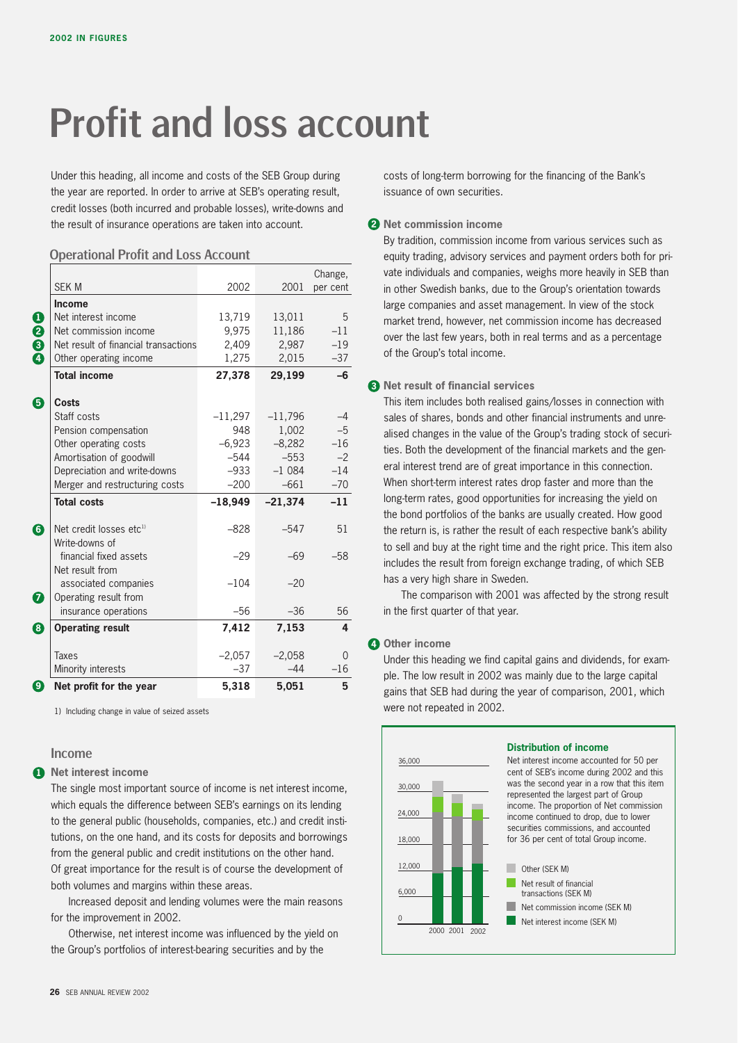2002 IN FIGURES

# Profit and loss account

Under this heading, all income and costs of the SEB Group during the year are reported. In order to arrive at SEB's operating result, credit losses (both incurred and probable losses), write-downs and the result of insurance operations are taken into account.

## Operational Profit and Loss Account

| | SEK M | 2002 | 2001 | Change, per cent |
|---|---|---|---|---|
| | **Income** | | | |
| 1 | Net interest income | 13,719 | 13,011 | 5 |
| 2 | Net commission income | 9,975 | 11,186 | –11 |
| 3 | Net result of financial transactions | 2,409 | 2,987 | –19 |
| 4 | Other operating income | 1,275 | 2,015 | –37 |
| | **Total income** | **27,378** | **29,199** | **–6** |
| 5 | **Costs** | | | |
| | Staff costs | –11,297 | –11,796 | –4 |
| | Pension compensation | 948 | 1,002 | –5 |
| | Other operating costs | –6,923 | –8,282 | –16 |
| | Amortisation of goodwill | –544 | –553 | –2 |
| | Depreciation and write-downs | –933 | –1 084 | –14 |
| | Merger and restructuring costs | –200 | –661 | –70 |
| | **Total costs** | **–18,949** | **–21,374** | **–11** |
| 6 | Net credit losses etc[1] | –828 | –547 | 51 |
| | Write-downs of financial fixed assets | –29 | –69 | –58 |
| | Net result from associated companies | –104 | –20 | |
| 7 | Operating result from insurance operations | –56 | –36 | 56 |
| 8 | **Operating result** | **7,412** | **7,153** | **4** |
| | Taxes | –2,057 | –2,058 | 0 |
| | Minority interests | –37 | –44 | –16 |
| 9 | **Net profit for the year** | **5,318** | **5,051** | **5** |

1) Including change in value of seized assets

## Income

### 1 Net interest income

The single most important source of income is net interest income, which equals the difference between SEB's earnings on its lending to the general public (households, companies, etc.) and credit institutions, on the one hand, and its costs for deposits and borrowings from the general public and credit institutions on the other hand. Of great importance for the result is of course the development of both volumes and margins within these areas.

Increased deposit and lending volumes were the main reasons for the improvement in 2002.

Otherwise, net interest income was influenced by the yield on the Group's portfolios of interest-bearing securities and by the costs of long-term borrowing for the financing of the Bank's issuance of own securities.

### 2 Net commission income

By tradition, commission income from various services such as equity trading, advisory services and payment orders both for private individuals and companies, weighs more heavily in SEB than in other Swedish banks, due to the Group's orientation towards large companies and asset management. In view of the stock market trend, however, net commission income has decreased over the last few years, both in real terms and as a percentage of the Group's total income.

### 3 Net result of financial services

This item includes both realised gains/losses in connection with sales of shares, bonds and other financial instruments and unrealised changes in the value of the Group's trading stock of securities. Both the development of the financial markets and the general interest trend are of great importance in this connection. When short-term interest rates drop faster and more than the long-term rates, good opportunities for increasing the yield on the bond portfolios of the banks are usually created. How good the return is, is rather the result of each respective bank's ability to sell and buy at the right time and the right price. This item also includes the result from foreign exchange trading, of which SEB has a very high share in Sweden.

The comparison with 2001 was affected by the strong result in the first quarter of that year.

### 4 Other income

Under this heading we find capital gains and dividends, for example. The low result in 2002 was mainly due to the large capital gains that SEB had during the year of comparison, 2001, which were not repeated in 2002.

**Distribution of income**

Net interest income accounted for 50 per cent of SEB's income during 2002 and this was the second year in a row that this item represented the largest part of Group income. The proportion of Net commission income continued to drop, due to lower securities commissions, and accounted for 36 per cent of total Group income.

Other (SEK M)
Net result of financial transactions (SEK M)
Net commission income (SEK M)
Net interest income (SEK M)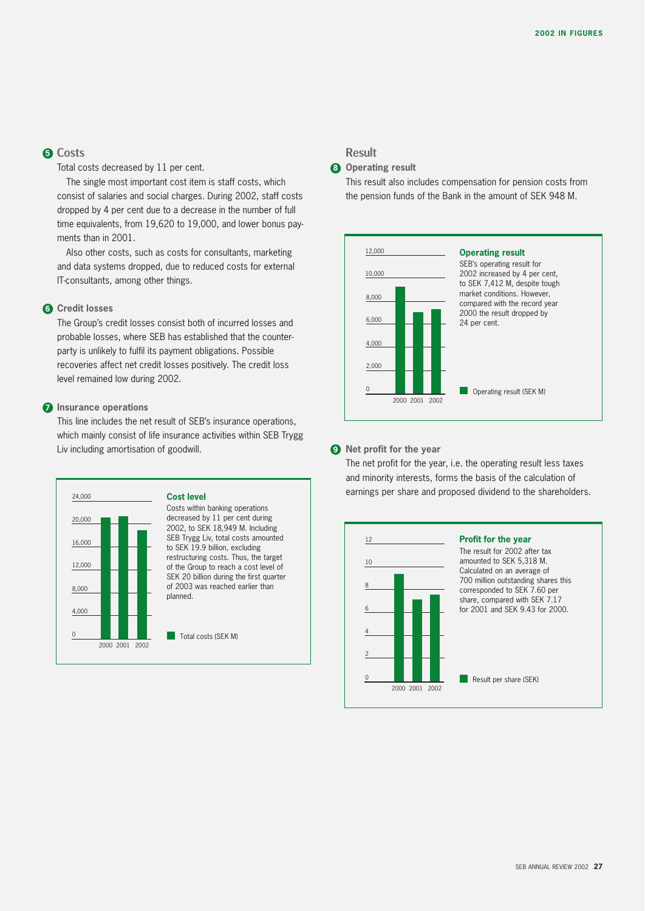## 5 Costs

Total costs decreased by 11 per cent.

The single most important cost item is staff costs, which consist of salaries and social charges. During 2002, staff costs dropped by 4 per cent due to a decrease in the number of full time equivalents, from 19,620 to 19,000, and lower bonus payments than in 2001.

Also other costs, such as costs for consultants, marketing and data systems dropped, due to reduced costs for external IT-consultants, among other things.

### 6 Credit losses

The Group's credit losses consist both of incurred losses and probable losses, where SEB has established that the counterparty is unlikely to fulfil its payment obligations. Possible recoveries affect net credit losses positively. The credit loss level remained low during 2002.

### 7 Insurance operations

This line includes the net result of SEB's insurance operations, which mainly consist of life insurance activities within SEB Trygg Liv including amortisation of goodwill.

**Cost level**

Costs within banking operations decreased by 11 per cent during 2002, to SEK 18,949 M. Including SEB Trygg Liv, total costs amounted to SEK 19.9 billion, excluding restructuring costs. Thus, the target of the Group to reach a cost level of SEK 20 billion during the first quarter of 2003 was reached earlier than planned.

Total costs (SEK M)

## Result

### 8 Operating result

This result also includes compensation for pension costs from the pension funds of the Bank in the amount of SEK 948 M.

**Operating result**

SEB's operating result for 2002 increased by 4 per cent, to SEK 7,412 M, despite tough market conditions. However, compared with the record year 2000 the result dropped by 24 per cent.

Operating result (SEK M)

### 9 Net profit for the year

The net profit for the year, i.e. the operating result less taxes and minority interests, forms the basis of the calculation of earnings per share and proposed dividend to the shareholders.

**Profit for the year**

The result for 2002 after tax amounted to SEK 5,318 M. Calculated on an average of 700 million outstanding shares this corresponded to SEK 7.60 per share, compared with SEK 7.17 for 2001 and SEK 9.43 for 2000.

Result per share (SEK)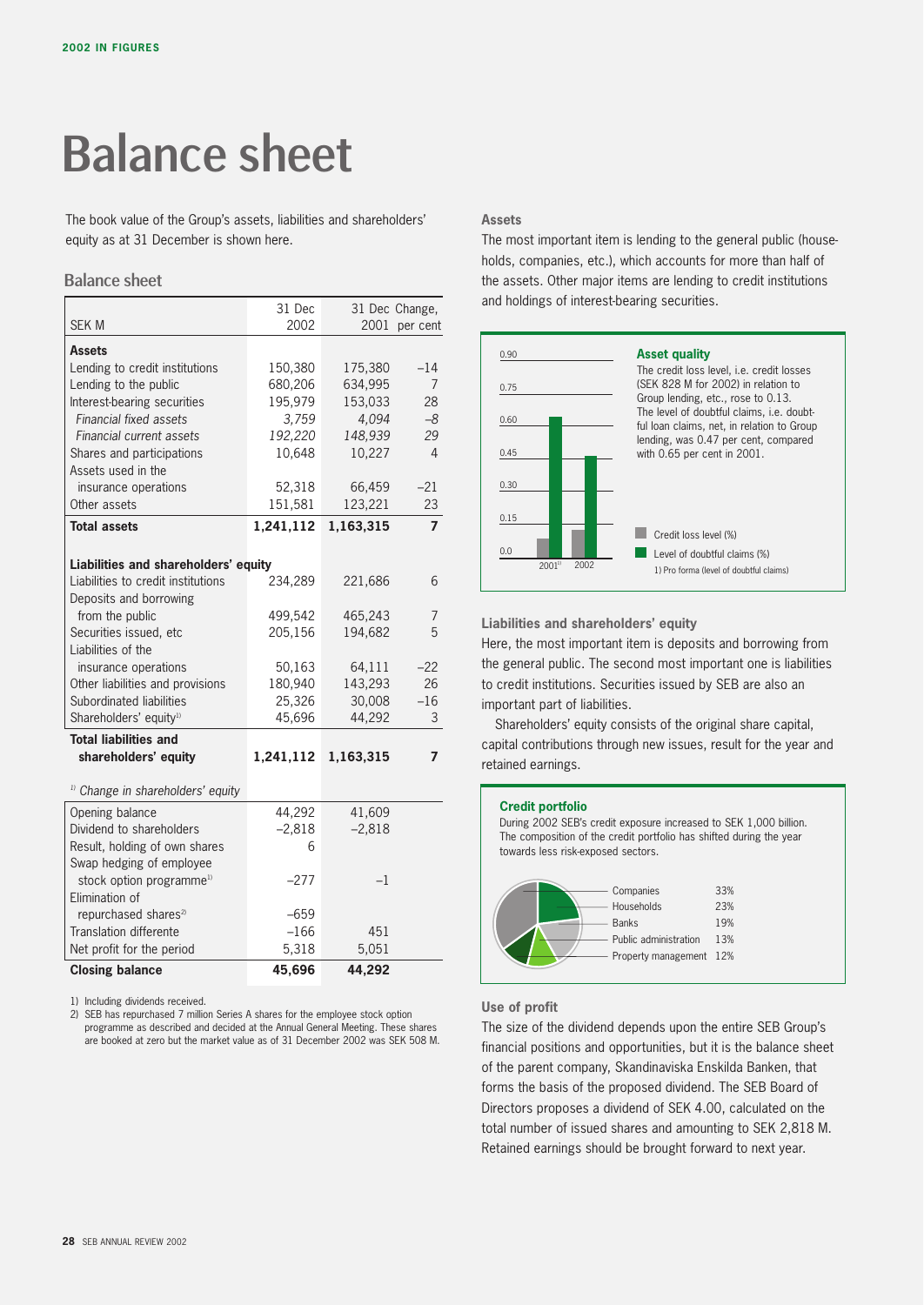// 2002 IN FIGURES

# Balance sheet

The book value of the Group's assets, liabilities and shareholders' equity as at 31 December is shown here.

## Balance sheet

| SEK M | 31 Dec 2002 | 31 Dec 2001 | Change, per cent |
|---|---|---|---|
| **Assets** | | | |
| Lending to credit institutions | 150,380 | 175,380 | –14 |
| Lending to the public | 680,206 | 634,995 | 7 |
| Interest-bearing securities | 195,979 | 153,033 | 28 |
| *Financial fixed assets* | *3,759* | *4,094* | *–8* |
| *Financial current assets* | *192,220* | *148,939* | *29* |
| Shares and participations | 10,648 | 10,227 | 4 |
| Assets used in the insurance operations | 52,318 | 66,459 | –21 |
| Other assets | 151,581 | 123,221 | 23 |
| **Total assets** | **1,241,112** | **1,163,315** | **7** |
| **Liabilities and shareholders' equity** | | | |
| Liabilities to credit institutions | 234,289 | 221,686 | 6 |
| Deposits and borrowing from the public | 499,542 | 465,243 | 7 |
| Securities issued, etc | 205,156 | 194,682 | 5 |
| Liabilities of the insurance operations | 50,163 | 64,111 | –22 |
| Other liabilities and provisions | 180,940 | 143,293 | 26 |
| Subordinated liabilities | 25,326 | 30,008 | –16 |
| Shareholders' equity[1] | 45,696 | 44,292 | 3 |
| **Total liabilities and shareholders' equity** | **1,241,112** | **1,163,315** | **7** |

*[1] Change in shareholders' equity*

| | 2002 | 2001 |
|---|---|---|
| Opening balance | 44,292 | 41,609 |
| Dividend to shareholders | –2,818 | –2,818 |
| Result, holding of own shares | 6 | |
| Swap hedging of employee stock option programme[1] | –277 | –1 |
| Elimination of repurchased shares[2] | –659 | |
| Translation differente | –166 | 451 |
| Net profit for the period | 5,318 | 5,051 |
| **Closing balance** | **45,696** | **44,292** |

1) Including dividends received.
2) SEB has repurchased 7 million Series A shares for the employee stock option programme as described and decided at the Annual General Meeting. These shares are booked at zero but the market value as of 31 December 2002 was SEK 508 M.

### Assets

The most important item is lending to the general public (households, companies, etc.), which accounts for more than half of the assets. Other major items are lending to credit institutions and holdings of interest-bearing securities.

**Asset quality**

The credit loss level, i.e. credit losses (SEK 828 M for 2002) in relation to Group lending, etc., rose to 0.13. The level of doubtful claims, i.e. doubtful loan claims, net, in relation to Group lending, was 0.47 per cent, compared with 0.65 per cent in 2001.

Credit loss level (%)
Level of doubtful claims (%)
1) Pro forma (level of doubtful claims)

### Liabilities and shareholders' equity

Here, the most important item is deposits and borrowing from the general public. The second most important one is liabilities to credit institutions. Securities issued by SEB are also an important part of liabilities.

Shareholders' equity consists of the original share capital, capital contributions through new issues, result for the year and retained earnings.

**Credit portfolio**

During 2002 SEB's credit exposure increased to SEK 1,000 billion. The composition of the credit portfolio has shifted during the year towards less risk-exposed sectors.

| Sector | Share |
|---|---|
| Companies | 33% |
| Households | 23% |
| Banks | 19% |
| Public administration | 13% |
| Property management | 12% |

### Use of profit

The size of the dividend depends upon the entire SEB Group's financial positions and opportunities, but it is the balance sheet of the parent company, Skandinaviska Enskilda Banken, that forms the basis of the proposed dividend. The SEB Board of Directors proposes a dividend of SEK 4.00, calculated on the total number of issued shares and amounting to SEK 2,818 M. Retained earnings should be brought forward to next year.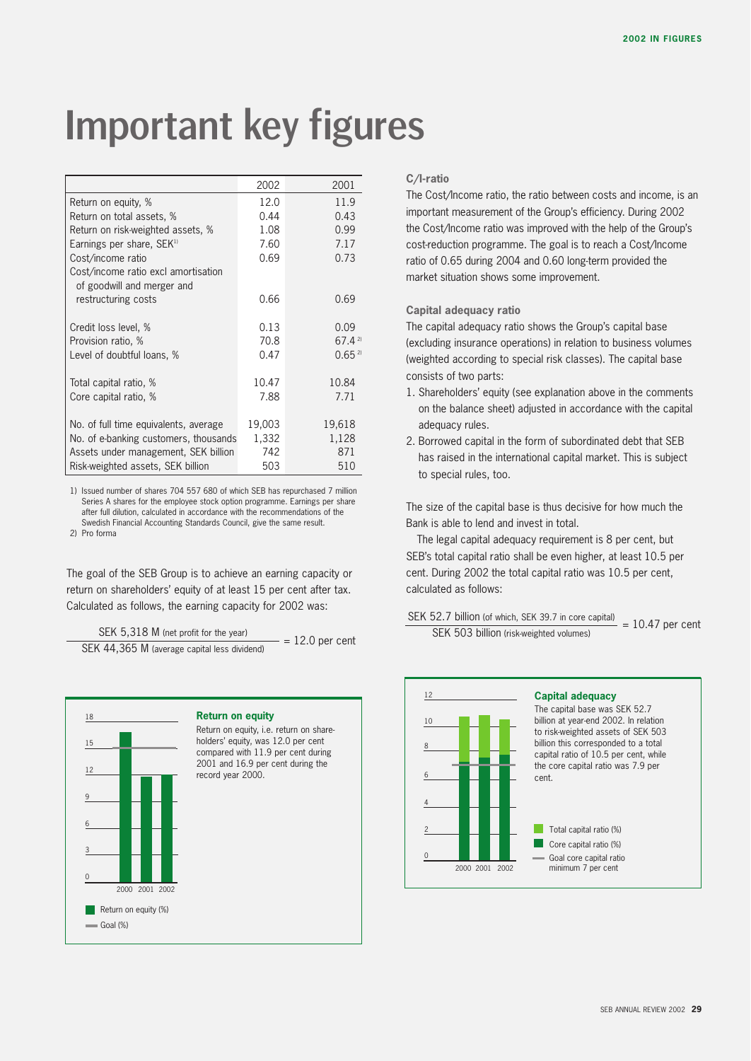# Important key figures

| | 2002 | 2001 |
|---|---|---|
| Return on equity, % | 12.0 | 11.9 |
| Return on total assets, % | 0.44 | 0.43 |
| Return on risk-weighted assets, % | 1.08 | 0.99 |
| Earnings per share, SEK[1] | 7.60 | 7.17 |
| Cost/income ratio | 0.69 | 0.73 |
| Cost/income ratio excl amortisation of goodwill and merger and restructuring costs | 0.66 | 0.69 |
| Credit loss level, % | 0.13 | 0.09 |
| Provision ratio, % | 70.8 | 67.4 [2] |
| Level of doubtful loans, % | 0.47 | 0.65 [2] |
| Total capital ratio, % | 10.47 | 10.84 |
| Core capital ratio, % | 7.88 | 7.71 |
| No. of full time equivalents, average | 19,003 | 19,618 |
| No. of e-banking customers, thousands | 1,332 | 1,128 |
| Assets under management, SEK billion | 742 | 871 |
| Risk-weighted assets, SEK billion | 503 | 510 |

1) Issued number of shares 704 557 680 of which SEB has repurchased 7 million Series A shares for the employee stock option programme. Earnings per share after full dilution, calculated in accordance with the recommendations of the Swedish Financial Accounting Standards Council, give the same result.
2) Pro forma

The goal of the SEB Group is to achieve an earning capacity or return on shareholders' equity of at least 15 per cent after tax. Calculated as follows, the earning capacity for 2002 was:

$$\frac{\text{SEK 5,318 M (net profit for the year)}}{\text{SEK 44,365 M (average capital less dividend)}} = 12.0 \text{ per cent}$$

**Return on equity**

Return on equity, i.e. return on shareholders' equity, was 12.0 per cent compared with 11.9 per cent during 2001 and 16.9 per cent during the record year 2000.

Return on equity (%)
Goal (%)

### C/I-ratio

The Cost/Income ratio, the ratio between costs and income, is an important measurement of the Group's efficiency. During 2002 the Cost/Income ratio was improved with the help of the Group's cost-reduction programme. The goal is to reach a Cost/Income ratio of 0.65 during 2004 and 0.60 long-term provided the market situation shows some improvement.

### Capital adequacy ratio

The capital adequacy ratio shows the Group's capital base (excluding insurance operations) in relation to business volumes (weighted according to special risk classes). The capital base consists of two parts:

1. Shareholders' equity (see explanation above in the comments on the balance sheet) adjusted in accordance with the capital adequacy rules.
2. Borrowed capital in the form of subordinated debt that SEB has raised in the international capital market. This is subject to special rules, too.

The size of the capital base is thus decisive for how much the Bank is able to lend and invest in total.

The legal capital adequacy requirement is 8 per cent, but SEB's total capital ratio shall be even higher, at least 10.5 per cent. During 2002 the total capital ratio was 10.5 per cent, calculated as follows:

$$\frac{\text{SEK 52.7 billion (of which, SEK 39.7 in core capital)}}{\text{SEK 503 billion (risk-weighted volumes)}} = 10.47 \text{ per cent}$$

**Capital adequacy**

The capital base was SEK 52.7 billion at year-end 2002. In relation to risk-weighted assets of SEK 503 billion this corresponded to a total capital ratio of 10.5 per cent, while the core capital ratio was 7.9 per cent.

Total capital ratio (%)
Core capital ratio (%)
Goal core capital ratio minimum 7 per cent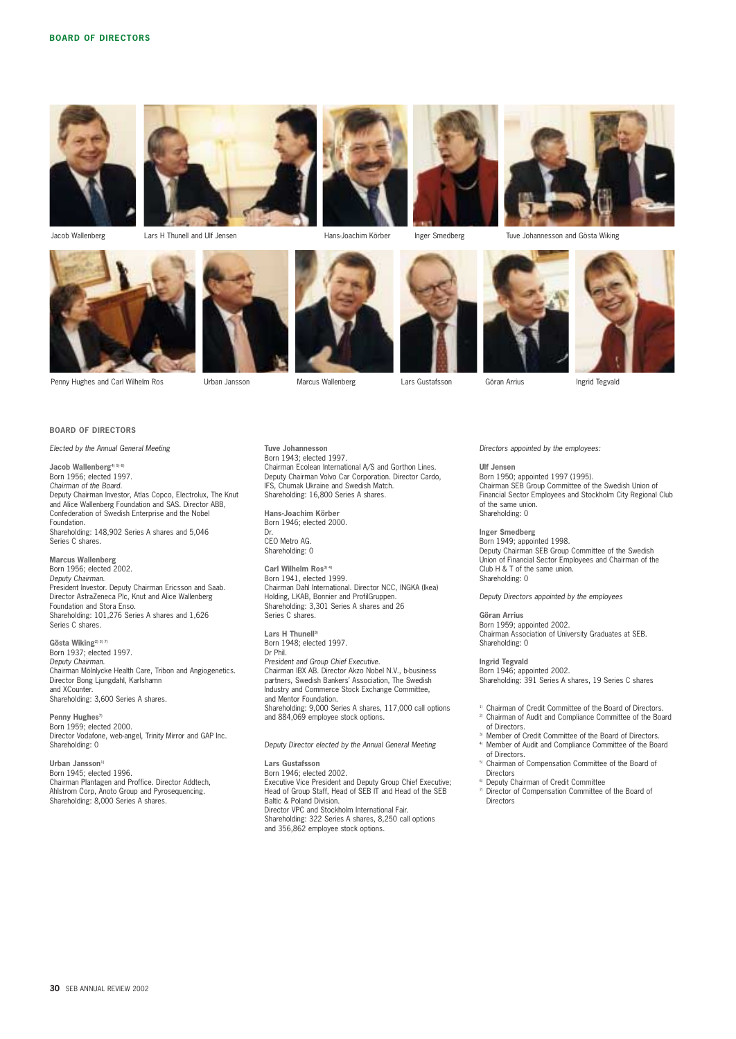# BOARD OF DIRECTORS

Jacob Wallenberg

Lars H Thunell and Ulf Jensen

Hans-Joachim Körber

Inger Smedberg

Tuve Johannesson and Gösta Wiking

Penny Hughes and Carl Wilhelm Ros

Urban Jansson

Marcus Wallenberg

Lars Gustafsson

Göran Arrius

Ingrid Tegvald

## BOARD OF DIRECTORS

*Elected by the Annual General Meeting*

**Jacob Wallenberg**[4) 5) 6)]
Born 1956; elected 1997.
*Chairman of the Board.*
Deputy Chairman Investor, Atlas Copco, Electrolux, The Knut and Alice Wallenberg Foundation and SAS. Director ABB, Confederation of Swedish Enterprise and the Nobel Foundation.
Shareholding: 148,902 Series A shares and 5,046 Series C shares.

**Marcus Wallenberg**
Born 1956; elected 2002.
*Deputy Chairman.*
President Investor. Deputy Chairman Ericsson and Saab. Director AstraZeneca Plc, Knut and Alice Wallenberg Foundation and Stora Enso.
Shareholding: 101,276 Series A shares and 1,626 Series C shares.

**Gösta Wiking**[2) 3) 7)]
Born 1937; elected 1997.
*Deputy Chairman.*
Chairman Mölnlycke Health Care, Tribon and Angiogenetics. Director Bong Ljungdahl, Karlshamn and XCounter.
Shareholding: 3,600 Series A shares.

**Penny Hughes**[7)]
Born 1959; elected 2000.
Director Vodafone, web-angel, Trinity Mirror and GAP Inc.
Shareholding: 0

**Urban Jansson**[1)]
Born 1945; elected 1996.
Chairman Plantagen and Proffice. Director Addtech, Ahlstrom Corp, Anoto Group and Pyrosequencing.
Shareholding: 8,000 Series A shares.

**Tuve Johannesson**
Born 1943; elected 1997.
Chairman Ecolean International A/S and Gorthon Lines. Deputy Chairman Volvo Car Corporation. Director Cardo, IFS, Chumak Ukraine and Swedish Match.
Shareholding: 16,800 Series A shares.

**Hans-Joachim Körber**
Born 1946; elected 2000.
Dr.
CEO Metro AG.
Shareholding: 0

**Carl Wilhelm Ros**[3) 4)]
Born 1941, elected 1999.
Chairman Dahl International. Director NCC, INGKA (Ikea) Holding, LKAB, Bonnier and ProfilGruppen.
Shareholding: 3,301 Series A shares and 26 Series C shares.

**Lars H Thunell**[3)]
Born 1948; elected 1997.
Dr Phil.
*President and Group Chief Executive.*
Chairman IBX AB. Director Akzo Nobel N.V., b-business partners, Swedish Bankers' Association, The Swedish Industry and Commerce Stock Exchange Committee, and Mentor Foundation.
Shareholding: 9,000 Series A shares, 117,000 call options and 884,069 employee stock options.

*Deputy Director elected by the Annual General Meeting*

**Lars Gustafsson**
Born 1946; elected 2002.
Executive Vice President and Deputy Group Chief Executive; Head of Group Staff, Head of SEB IT and Head of the SEB Baltic & Poland Division.
Director VPC and Stockholm International Fair.
Shareholding: 322 Series A shares, 8,250 call options and 356,862 employee stock options.

*Directors appointed by the employees:*

**Ulf Jensen**
Born 1950; appointed 1997 (1995).
Chairman SEB Group Committee of the Swedish Union of Financial Sector Employees and Stockholm City Regional Club of the same union.
Shareholding: 0

**Inger Smedberg**
Born 1949; appointed 1998.
Deputy Chairman SEB Group Committee of the Swedish Union of Financial Sector Employees and Chairman of the Club H & T of the same union.
Shareholding: 0

*Deputy Directors appointed by the employees*

**Göran Arrius**
Born 1959; appointed 2002.
Chairman Association of University Graduates at SEB.
Shareholding: 0

**Ingrid Tegvald**
Born 1946; appointed 2002.
Shareholding: 391 Series A shares, 19 Series C shares

1) Chairman of Credit Committee of the Board of Directors.
2) Chairman of Audit and Compliance Committee of the Board of Directors.
3) Member of Credit Committee of the Board of Directors.
4) Member of Audit and Compliance Committee of the Board of Directors.
5) Chairman of Compensation Committee of the Board of Directors
6) Deputy Chairman of Credit Committee
7) Director of Compensation Committee of the Board of Directors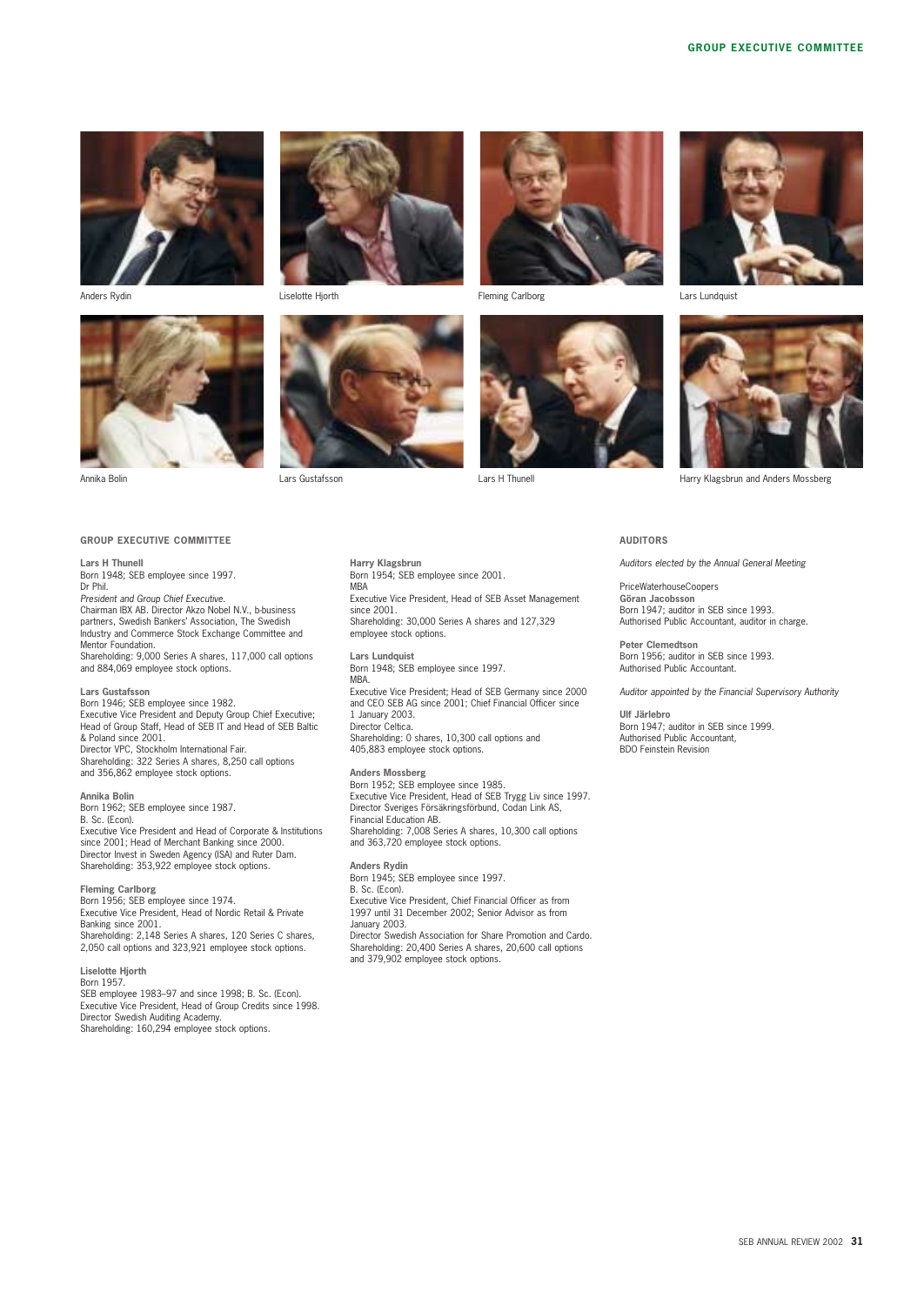# GROUP EXECUTIVE COMMITTEE

Anders Rydin

Liselotte Hjorth

Fleming Carlborg

Lars Lundquist

Annika Bolin

Lars Gustafsson

Lars H Thunell

Harry Klagsbrun and Anders Mossberg

## GROUP EXECUTIVE COMMITTEE

**Lars H Thunell**
Born 1948; SEB employee since 1997.
Dr Phil.
*President and Group Chief Executive.*
Chairman IBX AB. Director Akzo Nobel N.V., b-business partners, Swedish Bankers' Association, The Swedish Industry and Commerce Stock Exchange Committee and Mentor Foundation.
Shareholding: 9,000 Series A shares, 117,000 call options and 884,069 employee stock options.

**Lars Gustafsson**
Born 1946; SEB employee since 1982.
Executive Vice President and Deputy Group Chief Executive; Head of Group Staff, Head of SEB IT and Head of SEB Baltic & Poland since 2001.
Director VPC, Stockholm International Fair.
Shareholding: 322 Series A shares, 8,250 call options and 356,862 employee stock options.

**Annika Bolin**
Born 1962; SEB employee since 1987.
B. Sc. (Econ).
Executive Vice President and Head of Corporate & Institutions since 2001; Head of Merchant Banking since 2000.
Director Invest in Sweden Agency (ISA) and Ruter Dam.
Shareholding: 353,922 employee stock options.

**Fleming Carlborg**
Born 1956; SEB employee since 1974.
Executive Vice President, Head of Nordic Retail & Private Banking since 2001.
Shareholding: 2,148 Series A shares, 120 Series C shares, 2,050 call options and 323,921 employee stock options.

**Liselotte Hjorth**
Born 1957.
SEB employee 1983–97 and since 1998; B. Sc. (Econ).
Executive Vice President, Head of Group Credits since 1998.
Director Swedish Auditing Academy.
Shareholding: 160,294 employee stock options.

**Harry Klagsbrun**
Born 1954; SEB employee since 2001.
MBA
Executive Vice President, Head of SEB Asset Management since 2001.
Shareholding: 30,000 Series A shares and 127,329 employee stock options.

**Lars Lundquist**
Born 1948; SEB employee since 1997.
MBA.
Executive Vice President; Head of SEB Germany since 2000 and CEO SEB AG since 2001; Chief Financial Officer since 1 January 2003.
Director Celtica.
Shareholding: 0 shares, 10,300 call options and 405,883 employee stock options.

**Anders Mossberg**
Born 1952; SEB employee since 1985.
Executive Vice President, Head of SEB Trygg Liv since 1997.
Director Sveriges Försäkringsförbund, Codan Link AS, Financial Education AB.
Shareholding: 7,008 Series A shares, 10,300 call options and 363,720 employee stock options.

**Anders Rydin**
Born 1945; SEB employee since 1997.
B. Sc. (Econ).
Executive Vice President, Chief Financial Officer as from 1997 until 31 December 2002; Senior Advisor as from January 2003.
Director Swedish Association for Share Promotion and Cardo.
Shareholding: 20,400 Series A shares, 20,600 call options and 379,902 employee stock options.

## AUDITORS

*Auditors elected by the Annual General Meeting*

PriceWaterhouseCoopers
**Göran Jacobsson**
Born 1947; auditor in SEB since 1993.
Authorised Public Accountant, auditor in charge.

**Peter Clemedtson**
Born 1956; auditor in SEB since 1993.
Authorised Public Accountant.

*Auditor appointed by the Financial Supervisory Authority*

**Ulf Järlebro**
Born 1947; auditor in SEB since 1999.
Authorised Public Accountant,
BDO Feinstein Revision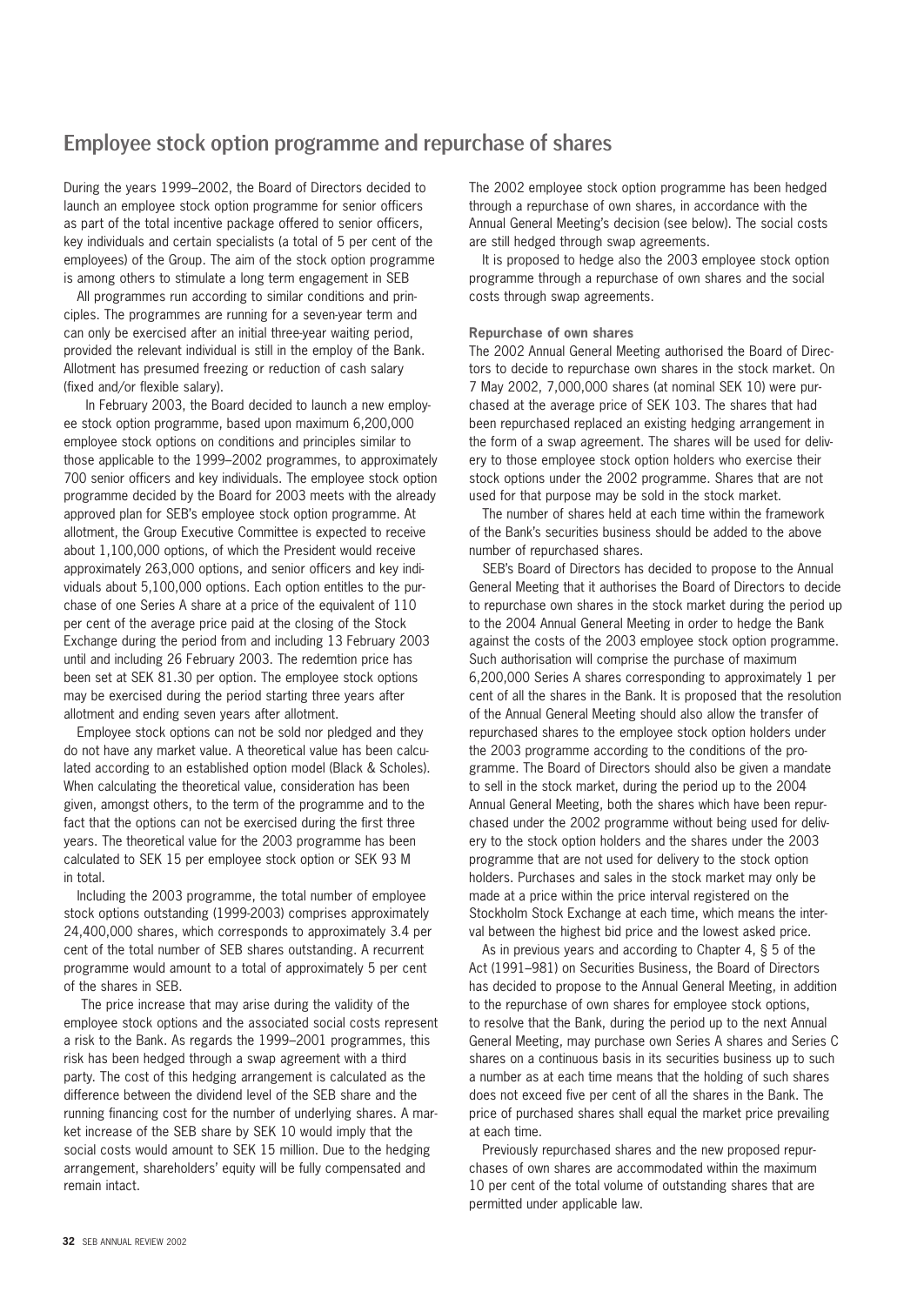# Employee stock option programme and repurchase of shares

During the years 1999–2002, the Board of Directors decided to launch an employee stock option programme for senior officers as part of the total incentive package offered to senior officers, key individuals and certain specialists (a total of 5 per cent of the employees) of the Group. The aim of the stock option programme is among others to stimulate a long term engagement in SEB

All programmes run according to similar conditions and principles. The programmes are running for a seven-year term and can only be exercised after an initial three-year waiting period, provided the relevant individual is still in the employ of the Bank. Allotment has presumed freezing or reduction of cash salary (fixed and/or flexible salary).

In February 2003, the Board decided to launch a new employee stock option programme, based upon maximum 6,200,000 employee stock options on conditions and principles similar to those applicable to the 1999–2002 programmes, to approximately 700 senior officers and key individuals. The employee stock option programme decided by the Board for 2003 meets with the already approved plan for SEB's employee stock option programme. At allotment, the Group Executive Committee is expected to receive about 1,100,000 options, of which the President would receive approximately 263,000 options, and senior officers and key individuals about 5,100,000 options. Each option entitles to the purchase of one Series A share at a price of the equivalent of 110 per cent of the average price paid at the closing of the Stock Exchange during the period from and including 13 February 2003 until and including 26 February 2003. The redemtion price has been set at SEK 81.30 per option. The employee stock options may be exercised during the period starting three years after allotment and ending seven years after allotment.

Employee stock options can not be sold nor pledged and they do not have any market value. A theoretical value has been calculated according to an established option model (Black & Scholes). When calculating the theoretical value, consideration has been given, amongst others, to the term of the programme and to the fact that the options can not be exercised during the first three years. The theoretical value for the 2003 programme has been calculated to SEK 15 per employee stock option or SEK 93 M in total.

Including the 2003 programme, the total number of employee stock options outstanding (1999-2003) comprises approximately 24,400,000 shares, which corresponds to approximately 3.4 per cent of the total number of SEB shares outstanding. A recurrent programme would amount to a total of approximately 5 per cent of the shares in SEB.

The price increase that may arise during the validity of the employee stock options and the associated social costs represent a risk to the Bank. As regards the 1999–2001 programmes, this risk has been hedged through a swap agreement with a third party. The cost of this hedging arrangement is calculated as the difference between the dividend level of the SEB share and the running financing cost for the number of underlying shares. A market increase of the SEB share by SEK 10 would imply that the social costs would amount to SEK 15 million. Due to the hedging arrangement, shareholders' equity will be fully compensated and remain intact.

The 2002 employee stock option programme has been hedged through a repurchase of own shares, in accordance with the Annual General Meeting's decision (see below). The social costs are still hedged through swap agreements.

It is proposed to hedge also the 2003 employee stock option programme through a repurchase of own shares and the social costs through swap agreements.

**Repurchase of own shares**

The 2002 Annual General Meeting authorised the Board of Directors to decide to repurchase own shares in the stock market. On 7 May 2002, 7,000,000 shares (at nominal SEK 10) were purchased at the average price of SEK 103. The shares that had been repurchased replaced an existing hedging arrangement in the form of a swap agreement. The shares will be used for delivery to those employee stock option holders who exercise their stock options under the 2002 programme. Shares that are not used for that purpose may be sold in the stock market.

The number of shares held at each time within the framework of the Bank's securities business should be added to the above number of repurchased shares.

SEB's Board of Directors has decided to propose to the Annual General Meeting that it authorises the Board of Directors to decide to repurchase own shares in the stock market during the period up to the 2004 Annual General Meeting in order to hedge the Bank against the costs of the 2003 employee stock option programme. Such authorisation will comprise the purchase of maximum 6,200,000 Series A shares corresponding to approximately 1 per cent of all the shares in the Bank. It is proposed that the resolution of the Annual General Meeting should also allow the transfer of repurchased shares to the employee stock option holders under the 2003 programme according to the conditions of the programme. The Board of Directors should also be given a mandate to sell in the stock market, during the period up to the 2004 Annual General Meeting, both the shares which have been repurchased under the 2002 programme without being used for delivery to the stock option holders and the shares under the 2003 programme that are not used for delivery to the stock option holders. Purchases and sales in the stock market may only be made at a price within the price interval registered on the Stockholm Stock Exchange at each time, which means the interval between the highest bid price and the lowest asked price.

As in previous years and according to Chapter 4, § 5 of the Act (1991–981) on Securities Business, the Board of Directors has decided to propose to the Annual General Meeting, in addition to the repurchase of own shares for employee stock options, to resolve that the Bank, during the period up to the next Annual General Meeting, may purchase own Series A shares and Series C shares on a continuous basis in its securities business up to such a number as at each time means that the holding of such shares does not exceed five per cent of all the shares in the Bank. The price of purchased shares shall equal the market price prevailing at each time.

Previously repurchased shares and the new proposed repurchases of own shares are accommodated within the maximum 10 per cent of the total volume of outstanding shares that are permitted under applicable law.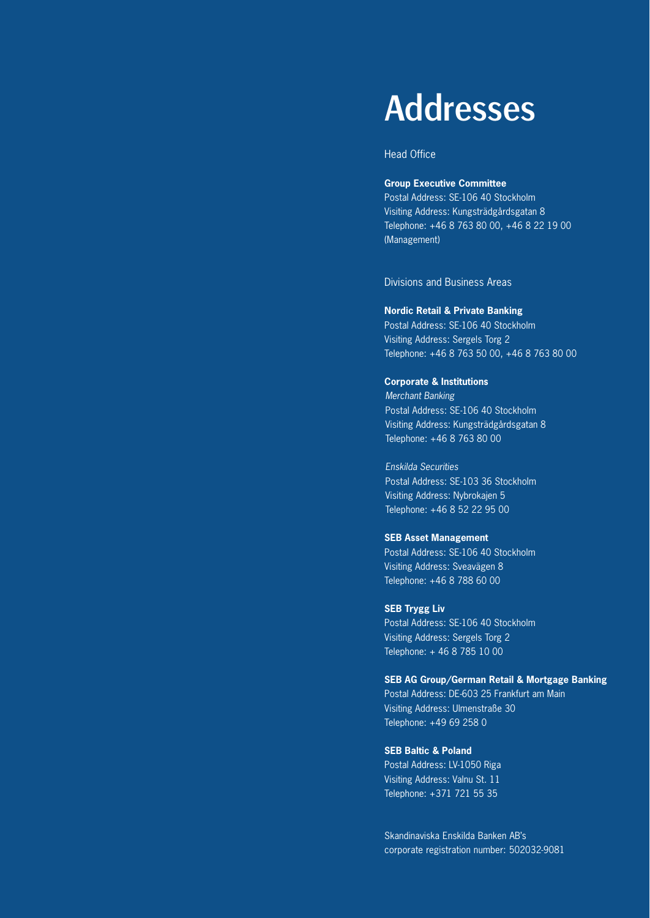# Addresses

## Head Office

**Group Executive Committee**
Postal Address: SE-106 40 Stockholm
Visiting Address: Kungsträdgårdsgatan 8
Telephone: +46 8 763 80 00, +46 8 22 19 00 (Management)

## Divisions and Business Areas

**Nordic Retail & Private Banking**
Postal Address: SE-106 40 Stockholm
Visiting Address: Sergels Torg 2
Telephone: +46 8 763 50 00, +46 8 763 80 00

**Corporate & Institutions**

*Merchant Banking*
Postal Address: SE-106 40 Stockholm
Visiting Address: Kungsträdgårdsgatan 8
Telephone: +46 8 763 80 00

*Enskilda Securities*
Postal Address: SE-103 36 Stockholm
Visiting Address: Nybrokajen 5
Telephone: +46 8 52 22 95 00

**SEB Asset Management**
Postal Address: SE-106 40 Stockholm
Visiting Address: Sveavägen 8
Telephone: +46 8 788 60 00

**SEB Trygg Liv**
Postal Address: SE-106 40 Stockholm
Visiting Address: Sergels Torg 2
Telephone: + 46 8 785 10 00

**SEB AG Group/German Retail & Mortgage Banking**
Postal Address: DE-603 25 Frankfurt am Main
Visiting Address: Ulmenstraße 30
Telephone: +49 69 258 0

**SEB Baltic & Poland**
Postal Address: LV-1050 Riga
Visiting Address: Valnu St. 11
Telephone: +371 721 55 35

Skandinaviska Enskilda Banken AB's
corporate registration number: 502032-9081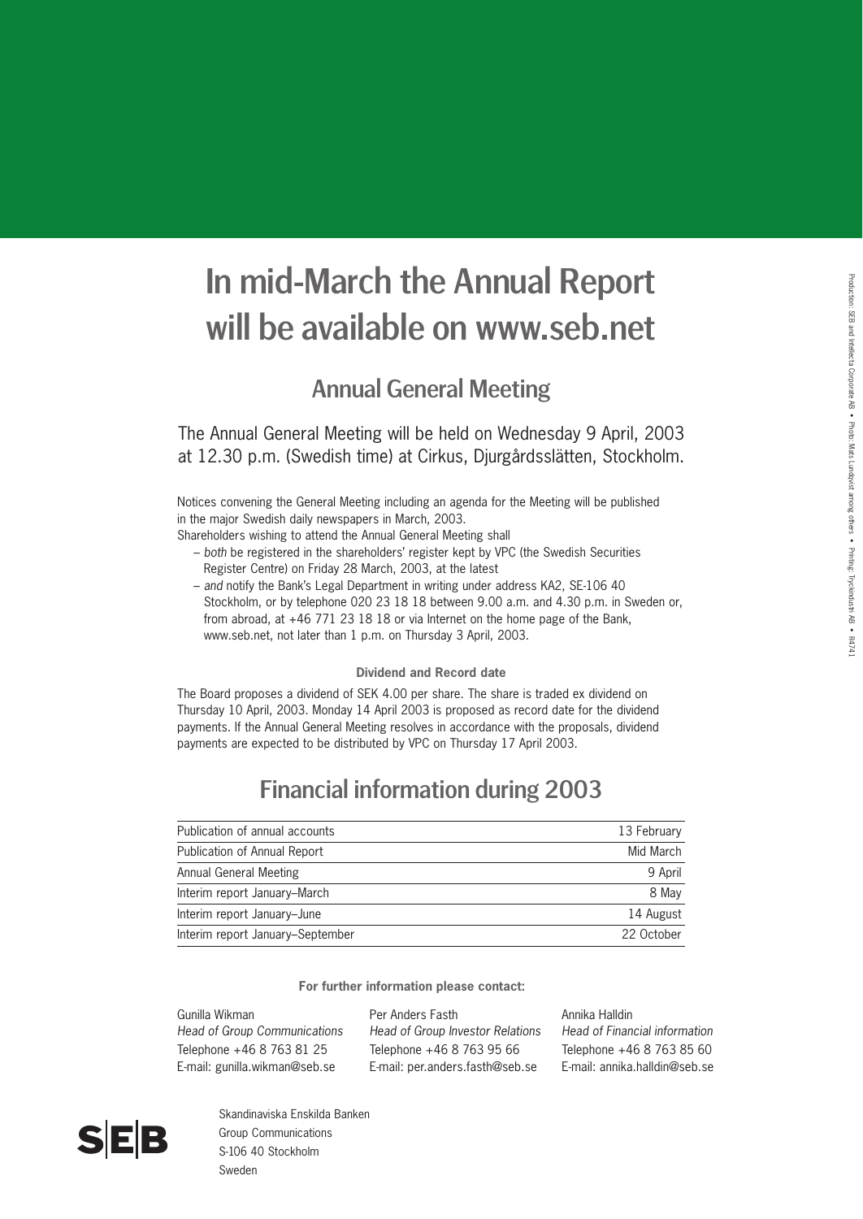# In mid-March the Annual Report will be available on www.seb.net

## Annual General Meeting

The Annual General Meeting will be held on Wednesday 9 April, 2003 at 12.30 p.m. (Swedish time) at Cirkus, Djurgårdsslätten, Stockholm.

Notices convening the General Meeting including an agenda for the Meeting will be published in the major Swedish daily newspapers in March, 2003.

Shareholders wishing to attend the Annual General Meeting shall

– *both* be registered in the shareholders' register kept by VPC (the Swedish Securities Register Centre) on Friday 28 March, 2003, at the latest

– *and* notify the Bank's Legal Department in writing under address KA2, SE-106 40 Stockholm, or by telephone 020 23 18 18 between 9.00 a.m. and 4.30 p.m. in Sweden or, from abroad, at +46 771 23 18 18 or via Internet on the home page of the Bank, www.seb.net, not later than 1 p.m. on Thursday 3 April, 2003.

**Dividend and Record date**

The Board proposes a dividend of SEK 4.00 per share. The share is traded ex dividend on Thursday 10 April, 2003. Monday 14 April 2003 is proposed as record date for the dividend payments. If the Annual General Meeting resolves in accordance with the proposals, dividend payments are expected to be distributed by VPC on Thursday 17 April 2003.

## Financial information during 2003

| | |
|---|---|
| Publication of annual accounts | 13 February |
| Publication of Annual Report | Mid March |
| Annual General Meeting | 9 April |
| Interim report January–March | 8 May |
| Interim report January–June | 14 August |
| Interim report January–September | 22 October |

**For further information please contact:**

Gunilla Wikman
*Head of Group Communications*
Telephone +46 8 763 81 25
E-mail: gunilla.wikman@seb.se

Per Anders Fasth
*Head of Group Investor Relations*
Telephone +46 8 763 95 66
E-mail: per.anders.fasth@seb.se

Annika Halldin
*Head of Financial information*
Telephone +46 8 763 85 60
E-mail: annika.halldin@seb.se

SEB

Skandinaviska Enskilda Banken
Group Communications
S-106 40 Stockholm
Sweden

Production: SEB and Intellecta Corporate AB • Photo: Mats Lundqvist among others • Printing: Tryckindustri AB • 84741